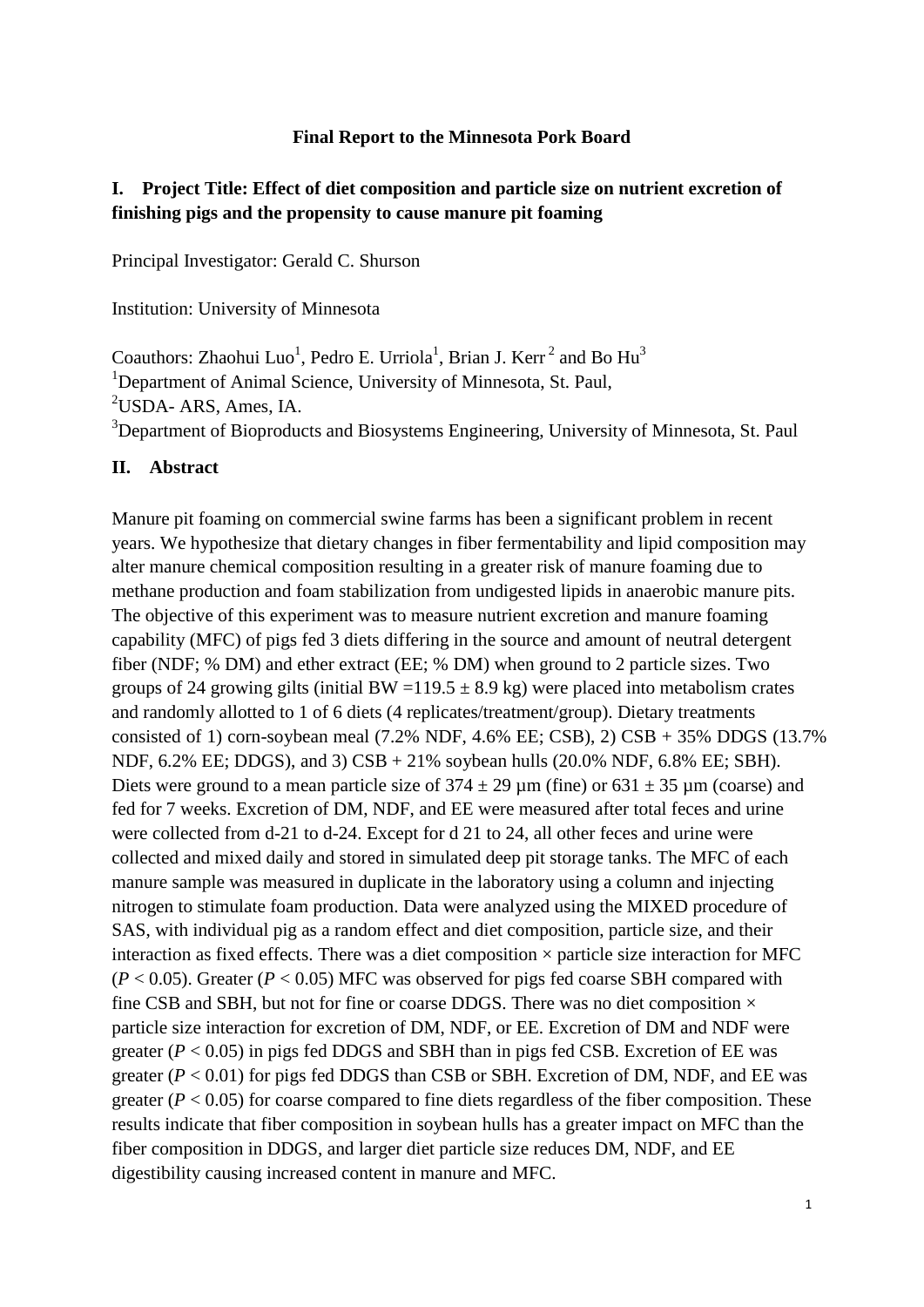**Final Report to the Minnesota Pork Board**

## I. Project Title: Effect of diet composition and particle size on nutrient excretion of finishing pigs and the propensity to cause manure pit foaming

Principal Investigator: Gerald C. Shurson

Institution: University of Minnesota

Coauthors: Zhaohui Luo[1], Pedro E. Urriola[1], Brian J. Kerr [2] and Bo Hu[3]
[1]Department of Animal Science, University of Minnesota, St. Paul,
[2]USDA- ARS, Ames, IA.
[3]Department of Bioproducts and Biosystems Engineering, University of Minnesota, St. Paul

## II. Abstract

Manure pit foaming on commercial swine farms has been a significant problem in recent years. We hypothesize that dietary changes in fiber fermentability and lipid composition may alter manure chemical composition resulting in a greater risk of manure foaming due to methane production and foam stabilization from undigested lipids in anaerobic manure pits. The objective of this experiment was to measure nutrient excretion and manure foaming capability (MFC) of pigs fed 3 diets differing in the source and amount of neutral detergent fiber (NDF; % DM) and ether extract (EE; % DM) when ground to 2 particle sizes. Two groups of 24 growing gilts (initial BW =119.5 ± 8.9 kg) were placed into metabolism crates and randomly allotted to 1 of 6 diets (4 replicates/treatment/group). Dietary treatments consisted of 1) corn-soybean meal (7.2% NDF, 4.6% EE; CSB), 2) CSB + 35% DDGS (13.7% NDF, 6.2% EE; DDGS), and 3) CSB + 21% soybean hulls (20.0% NDF, 6.8% EE; SBH). Diets were ground to a mean particle size of 374 ± 29 µm (fine) or 631 ± 35 µm (coarse) and fed for 7 weeks. Excretion of DM, NDF, and EE were measured after total feces and urine were collected from d-21 to d-24. Except for d 21 to 24, all other feces and urine were collected and mixed daily and stored in simulated deep pit storage tanks. The MFC of each manure sample was measured in duplicate in the laboratory using a column and injecting nitrogen to stimulate foam production. Data were analyzed using the MIXED procedure of SAS, with individual pig as a random effect and diet composition, particle size, and their interaction as fixed effects. There was a diet composition × particle size interaction for MFC ($P < 0.05$). Greater ($P < 0.05$) MFC was observed for pigs fed coarse SBH compared with fine CSB and SBH, but not for fine or coarse DDGS. There was no diet composition × particle size interaction for excretion of DM, NDF, or EE. Excretion of DM and NDF were greater ($P < 0.05$) in pigs fed DDGS and SBH than in pigs fed CSB. Excretion of EE was greater ($P < 0.01$) for pigs fed DDGS than CSB or SBH. Excretion of DM, NDF, and EE was greater ($P < 0.05$) for coarse compared to fine diets regardless of the fiber composition. These results indicate that fiber composition in soybean hulls has a greater impact on MFC than the fiber composition in DDGS, and larger diet particle size reduces DM, NDF, and EE digestibility causing increased content in manure and MFC.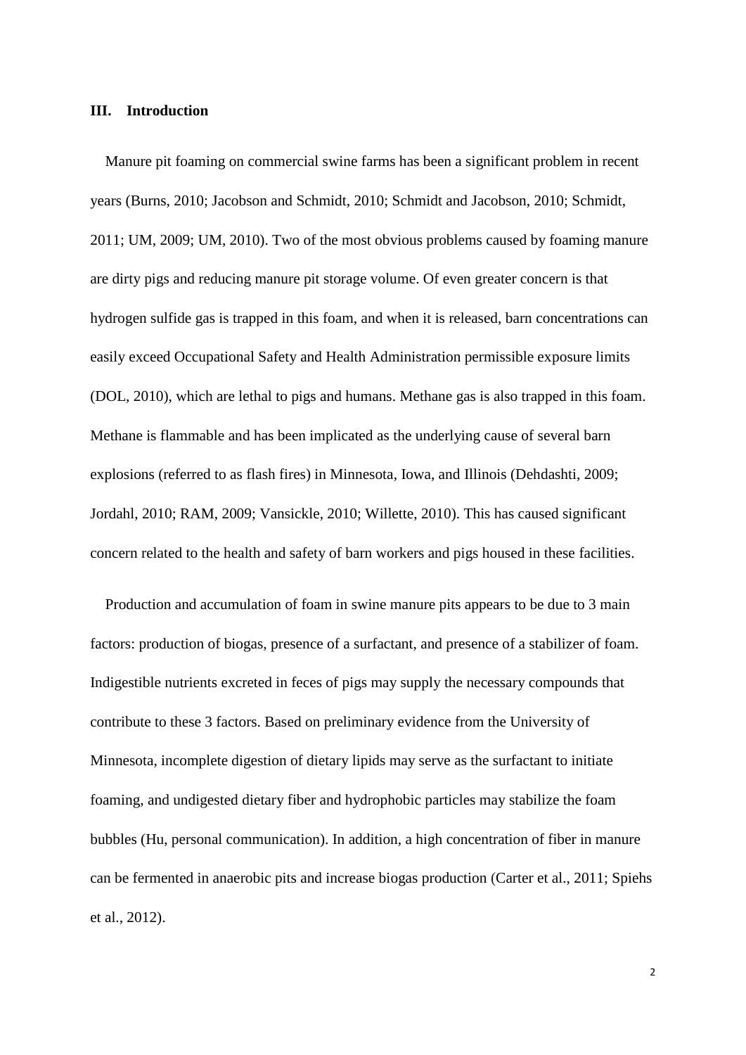## III. Introduction

Manure pit foaming on commercial swine farms has been a significant problem in recent years (Burns, 2010; Jacobson and Schmidt, 2010; Schmidt and Jacobson, 2010; Schmidt, 2011; UM, 2009; UM, 2010). Two of the most obvious problems caused by foaming manure are dirty pigs and reducing manure pit storage volume. Of even greater concern is that hydrogen sulfide gas is trapped in this foam, and when it is released, barn concentrations can easily exceed Occupational Safety and Health Administration permissible exposure limits (DOL, 2010), which are lethal to pigs and humans. Methane gas is also trapped in this foam. Methane is flammable and has been implicated as the underlying cause of several barn explosions (referred to as flash fires) in Minnesota, Iowa, and Illinois (Dehdashti, 2009; Jordahl, 2010; RAM, 2009; Vansickle, 2010; Willette, 2010). This has caused significant concern related to the health and safety of barn workers and pigs housed in these facilities.

Production and accumulation of foam in swine manure pits appears to be due to 3 main factors: production of biogas, presence of a surfactant, and presence of a stabilizer of foam. Indigestible nutrients excreted in feces of pigs may supply the necessary compounds that contribute to these 3 factors. Based on preliminary evidence from the University of Minnesota, incomplete digestion of dietary lipids may serve as the surfactant to initiate foaming, and undigested dietary fiber and hydrophobic particles may stabilize the foam bubbles (Hu, personal communication). In addition, a high concentration of fiber in manure can be fermented in anaerobic pits and increase biogas production (Carter et al., 2011; Spiehs et al., 2012).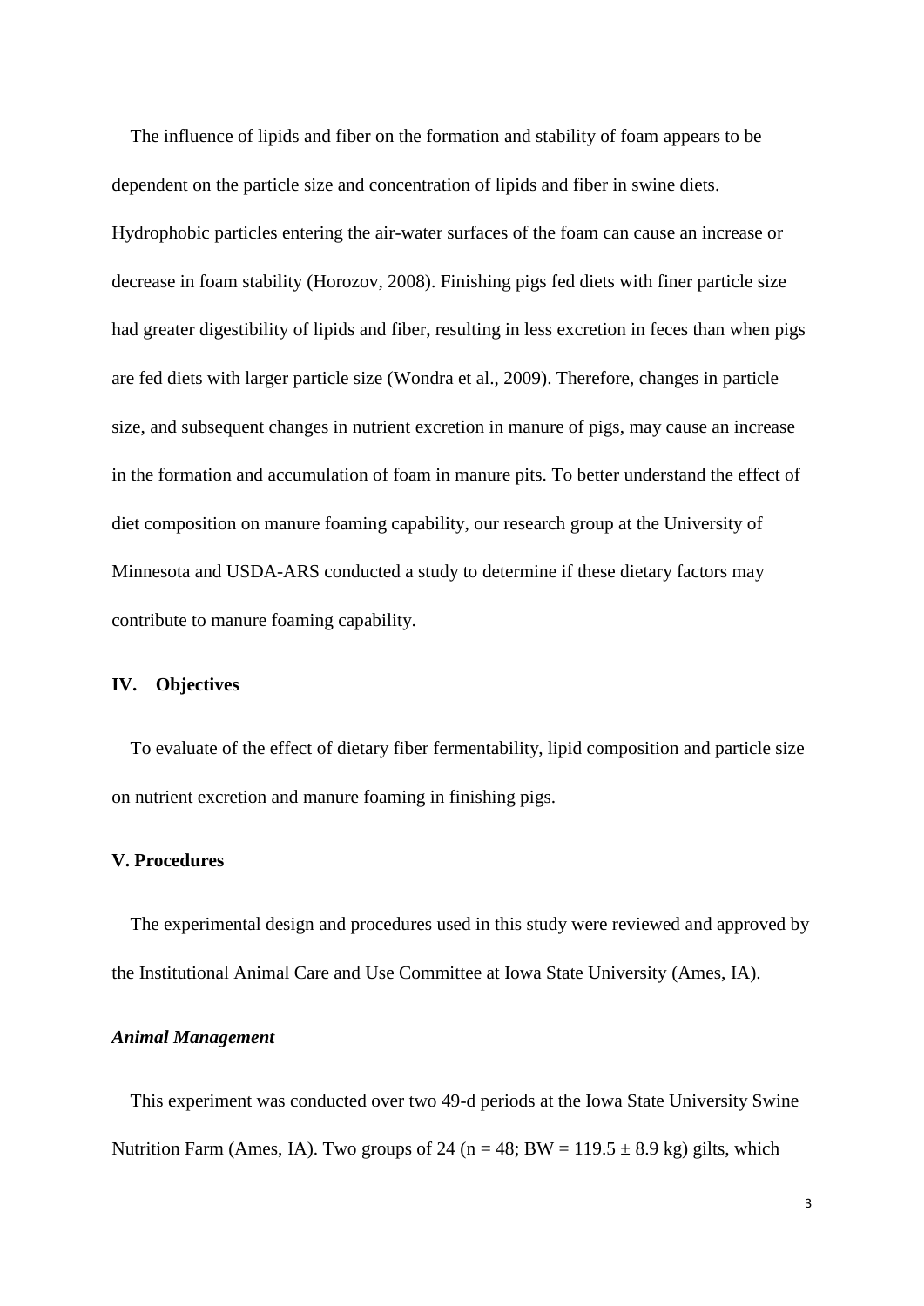The influence of lipids and fiber on the formation and stability of foam appears to be dependent on the particle size and concentration of lipids and fiber in swine diets. Hydrophobic particles entering the air-water surfaces of the foam can cause an increase or decrease in foam stability (Horozov, 2008). Finishing pigs fed diets with finer particle size had greater digestibility of lipids and fiber, resulting in less excretion in feces than when pigs are fed diets with larger particle size (Wondra et al., 2009). Therefore, changes in particle size, and subsequent changes in nutrient excretion in manure of pigs, may cause an increase in the formation and accumulation of foam in manure pits. To better understand the effect of diet composition on manure foaming capability, our research group at the University of Minnesota and USDA-ARS conducted a study to determine if these dietary factors may contribute to manure foaming capability.

## IV. Objectives

To evaluate of the effect of dietary fiber fermentability, lipid composition and particle size on nutrient excretion and manure foaming in finishing pigs.

## V. Procedures

The experimental design and procedures used in this study were reviewed and approved by the Institutional Animal Care and Use Committee at Iowa State University (Ames, IA).

### *Animal Management*

This experiment was conducted over two 49-d periods at the Iowa State University Swine Nutrition Farm (Ames, IA). Two groups of 24 ($n = 48$; BW = $119.5 \pm 8.9$ kg) gilts, which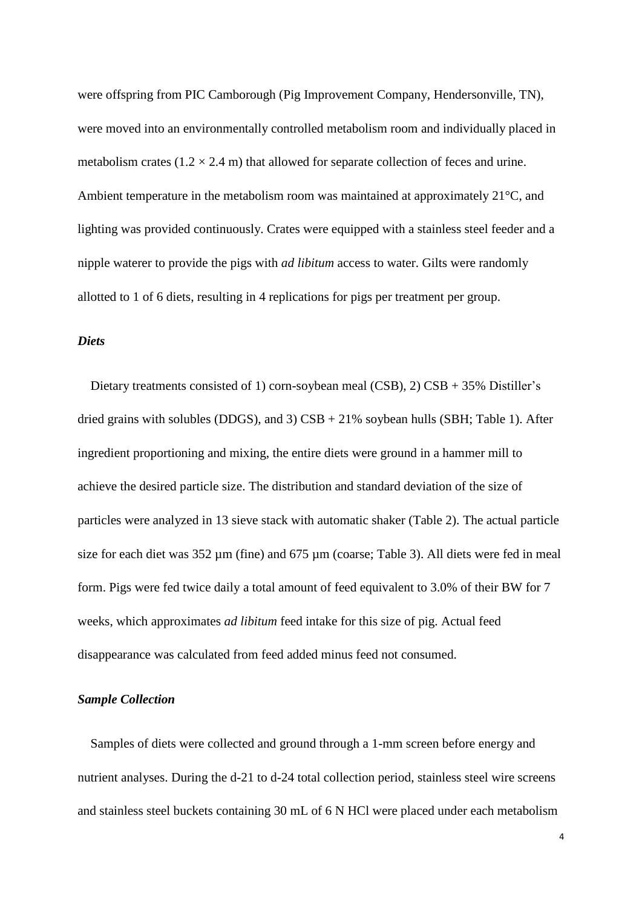were offspring from PIC Camborough (Pig Improvement Company, Hendersonville, TN), were moved into an environmentally controlled metabolism room and individually placed in metabolism crates (1.2 × 2.4 m) that allowed for separate collection of feces and urine. Ambient temperature in the metabolism room was maintained at approximately 21°C, and lighting was provided continuously. Crates were equipped with a stainless steel feeder and a nipple waterer to provide the pigs with *ad libitum* access to water. Gilts were randomly allotted to 1 of 6 diets, resulting in 4 replications for pigs per treatment per group.

### *Diets*

Dietary treatments consisted of 1) corn-soybean meal (CSB), 2) CSB + 35% Distiller's dried grains with solubles (DDGS), and 3) CSB + 21% soybean hulls (SBH; Table 1). After ingredient proportioning and mixing, the entire diets were ground in a hammer mill to achieve the desired particle size. The distribution and standard deviation of the size of particles were analyzed in 13 sieve stack with automatic shaker (Table 2). The actual particle size for each diet was 352 µm (fine) and 675 µm (coarse; Table 3). All diets were fed in meal form. Pigs were fed twice daily a total amount of feed equivalent to 3.0% of their BW for 7 weeks, which approximates *ad libitum* feed intake for this size of pig. Actual feed disappearance was calculated from feed added minus feed not consumed.

### *Sample Collection*

Samples of diets were collected and ground through a 1-mm screen before energy and nutrient analyses. During the d-21 to d-24 total collection period, stainless steel wire screens and stainless steel buckets containing 30 mL of 6 N HCl were placed under each metabolism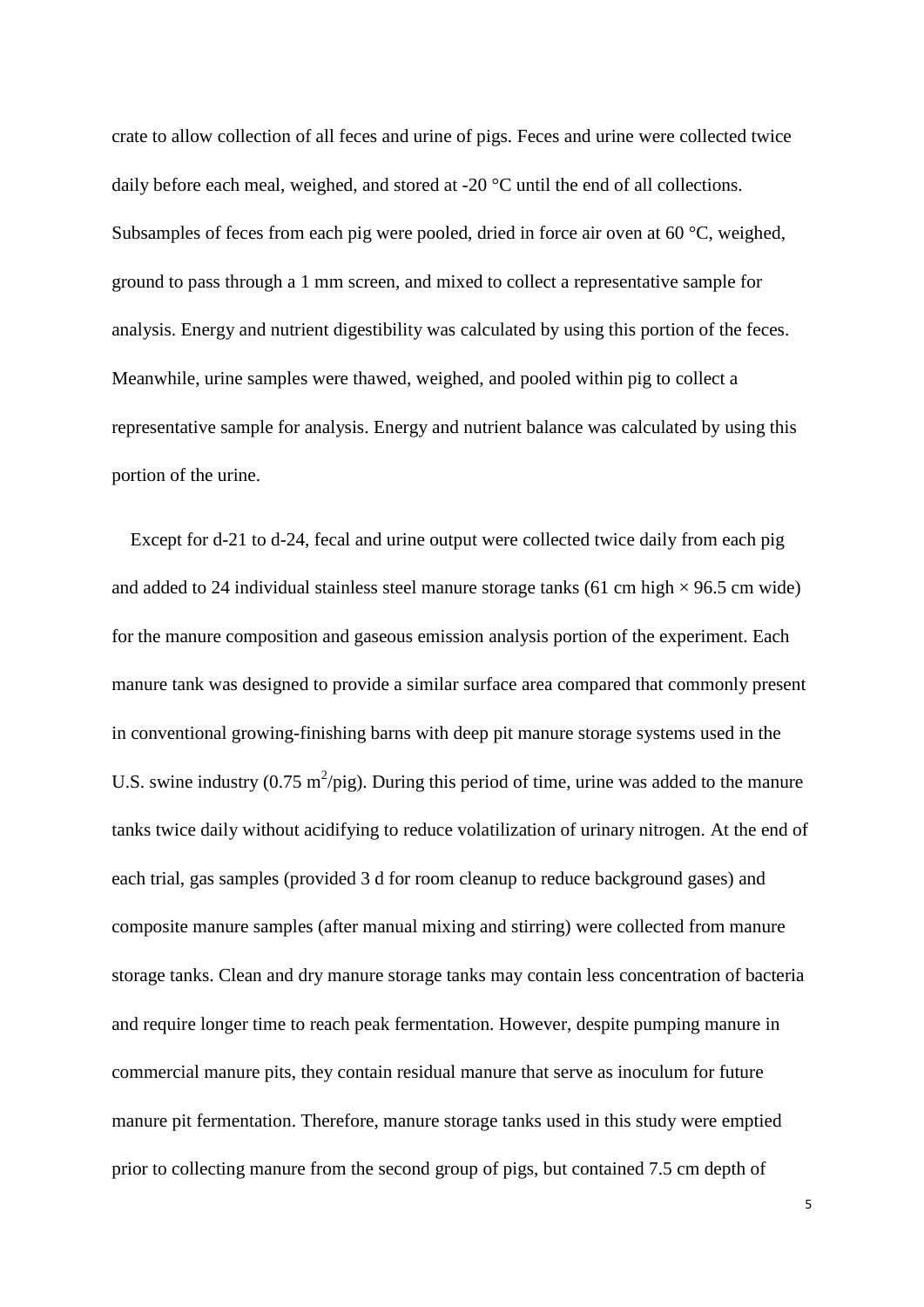crate to allow collection of all feces and urine of pigs. Feces and urine were collected twice daily before each meal, weighed, and stored at -20 °C until the end of all collections. Subsamples of feces from each pig were pooled, dried in force air oven at 60 °C, weighed, ground to pass through a 1 mm screen, and mixed to collect a representative sample for analysis. Energy and nutrient digestibility was calculated by using this portion of the feces. Meanwhile, urine samples were thawed, weighed, and pooled within pig to collect a representative sample for analysis. Energy and nutrient balance was calculated by using this portion of the urine.

Except for d-21 to d-24, fecal and urine output were collected twice daily from each pig and added to 24 individual stainless steel manure storage tanks (61 cm high × 96.5 cm wide) for the manure composition and gaseous emission analysis portion of the experiment. Each manure tank was designed to provide a similar surface area compared that commonly present in conventional growing-finishing barns with deep pit manure storage systems used in the U.S. swine industry (0.75 $m^2$/pig). During this period of time, urine was added to the manure tanks twice daily without acidifying to reduce volatilization of urinary nitrogen. At the end of each trial, gas samples (provided 3 d for room cleanup to reduce background gases) and composite manure samples (after manual mixing and stirring) were collected from manure storage tanks. Clean and dry manure storage tanks may contain less concentration of bacteria and require longer time to reach peak fermentation. However, despite pumping manure in commercial manure pits, they contain residual manure that serve as inoculum for future manure pit fermentation. Therefore, manure storage tanks used in this study were emptied prior to collecting manure from the second group of pigs, but contained 7.5 cm depth of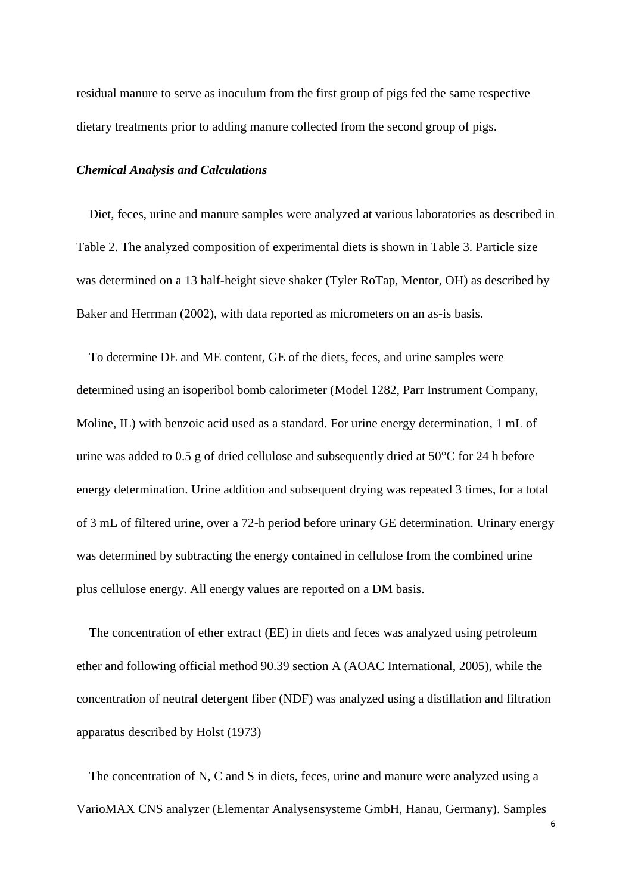residual manure to serve as inoculum from the first group of pigs fed the same respective dietary treatments prior to adding manure collected from the second group of pigs.

### *Chemical Analysis and Calculations*

Diet, feces, urine and manure samples were analyzed at various laboratories as described in Table 2. The analyzed composition of experimental diets is shown in Table 3. Particle size was determined on a 13 half-height sieve shaker (Tyler RoTap, Mentor, OH) as described by Baker and Herrman (2002), with data reported as micrometers on an as-is basis.

To determine DE and ME content, GE of the diets, feces, and urine samples were determined using an isoperibol bomb calorimeter (Model 1282, Parr Instrument Company, Moline, IL) with benzoic acid used as a standard. For urine energy determination, 1 mL of urine was added to 0.5 g of dried cellulose and subsequently dried at 50°C for 24 h before energy determination. Urine addition and subsequent drying was repeated 3 times, for a total of 3 mL of filtered urine, over a 72-h period before urinary GE determination. Urinary energy was determined by subtracting the energy contained in cellulose from the combined urine plus cellulose energy. All energy values are reported on a DM basis.

The concentration of ether extract (EE) in diets and feces was analyzed using petroleum ether and following official method 90.39 section A (AOAC International, 2005), while the concentration of neutral detergent fiber (NDF) was analyzed using a distillation and filtration apparatus described by Holst (1973)

The concentration of N, C and S in diets, feces, urine and manure were analyzed using a VarioMAX CNS analyzer (Elementar Analysensysteme GmbH, Hanau, Germany). Samples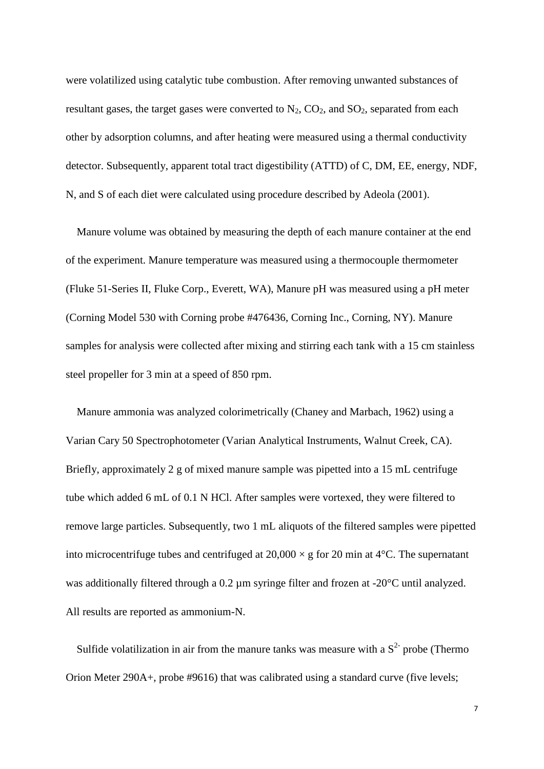were volatilized using catalytic tube combustion. After removing unwanted substances of resultant gases, the target gases were converted to $N_2$, $CO_2$, and $SO_2$, separated from each other by adsorption columns, and after heating were measured using a thermal conductivity detector. Subsequently, apparent total tract digestibility (ATTD) of C, DM, EE, energy, NDF, N, and S of each diet were calculated using procedure described by Adeola (2001).

Manure volume was obtained by measuring the depth of each manure container at the end of the experiment. Manure temperature was measured using a thermocouple thermometer (Fluke 51-Series II, Fluke Corp., Everett, WA), Manure pH was measured using a pH meter (Corning Model 530 with Corning probe #476436, Corning Inc., Corning, NY). Manure samples for analysis were collected after mixing and stirring each tank with a 15 cm stainless steel propeller for 3 min at a speed of 850 rpm.

Manure ammonia was analyzed colorimetrically (Chaney and Marbach, 1962) using a Varian Cary 50 Spectrophotometer (Varian Analytical Instruments, Walnut Creek, CA). Briefly, approximately 2 g of mixed manure sample was pipetted into a 15 mL centrifuge tube which added 6 mL of 0.1 N HCl. After samples were vortexed, they were filtered to remove large particles. Subsequently, two 1 mL aliquots of the filtered samples were pipetted into microcentrifuge tubes and centrifuged at 20,000 × g for 20 min at 4°C. The supernatant was additionally filtered through a 0.2 µm syringe filter and frozen at -20°C until analyzed. All results are reported as ammonium-N.

Sulfide volatilization in air from the manure tanks was measure with a $S^{2-}$ probe (Thermo Orion Meter 290A+, probe #9616) that was calibrated using a standard curve (five levels;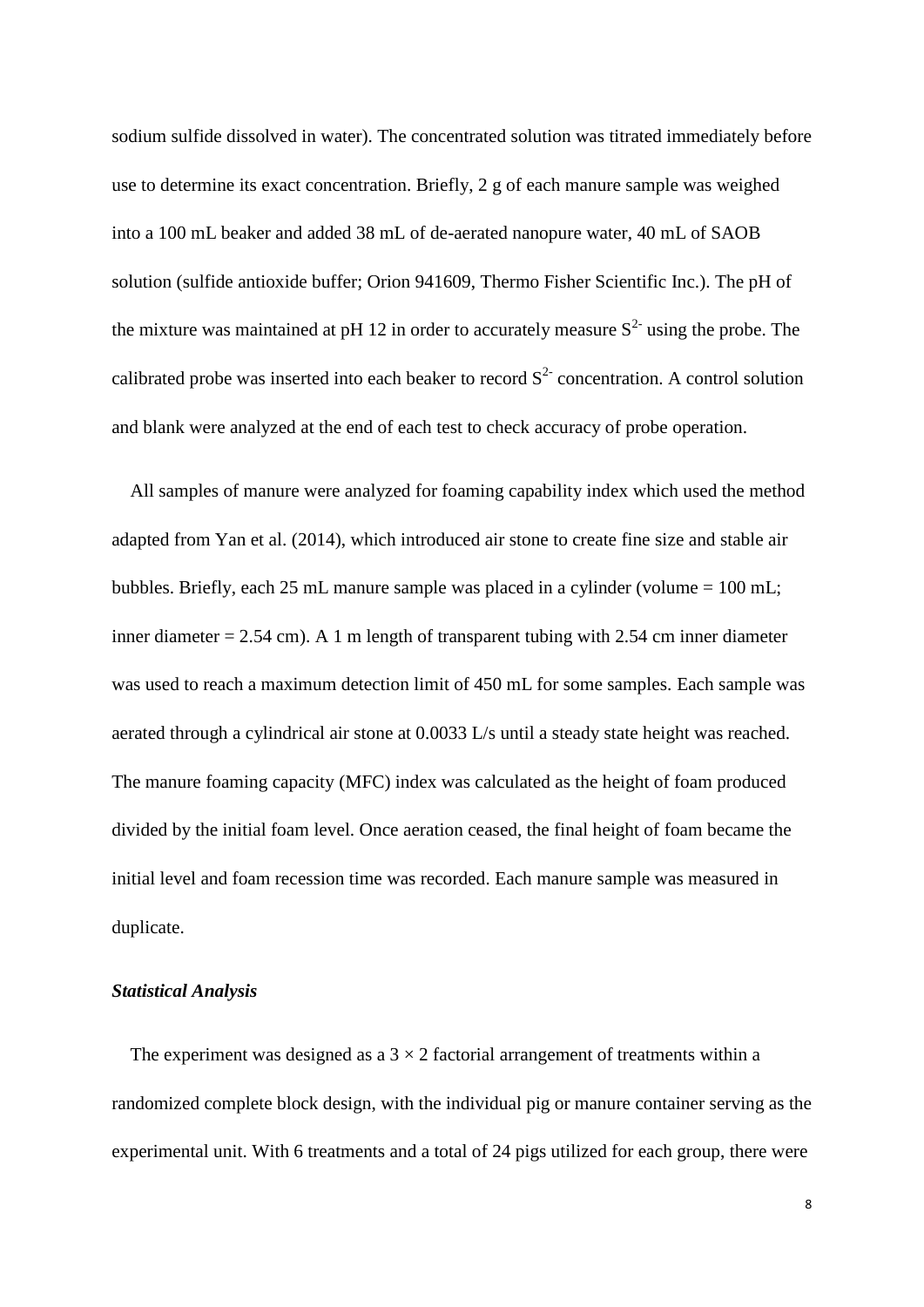sodium sulfide dissolved in water). The concentrated solution was titrated immediately before use to determine its exact concentration. Briefly, 2 g of each manure sample was weighed into a 100 mL beaker and added 38 mL of de-aerated nanopure water, 40 mL of SAOB solution (sulfide antioxide buffer; Orion 941609, Thermo Fisher Scientific Inc.). The pH of the mixture was maintained at pH 12 in order to accurately measure $S^{2-}$ using the probe. The calibrated probe was inserted into each beaker to record $S^{2-}$ concentration. A control solution and blank were analyzed at the end of each test to check accuracy of probe operation.

All samples of manure were analyzed for foaming capability index which used the method adapted from Yan et al. (2014), which introduced air stone to create fine size and stable air bubbles. Briefly, each 25 mL manure sample was placed in a cylinder (volume = 100 mL; inner diameter = 2.54 cm). A 1 m length of transparent tubing with 2.54 cm inner diameter was used to reach a maximum detection limit of 450 mL for some samples. Each sample was aerated through a cylindrical air stone at 0.0033 L/s until a steady state height was reached. The manure foaming capacity (MFC) index was calculated as the height of foam produced divided by the initial foam level. Once aeration ceased, the final height of foam became the initial level and foam recession time was recorded. Each manure sample was measured in duplicate.

***Statistical Analysis***

The experiment was designed as a $3 \times 2$ factorial arrangement of treatments within a randomized complete block design, with the individual pig or manure container serving as the experimental unit. With 6 treatments and a total of 24 pigs utilized for each group, there were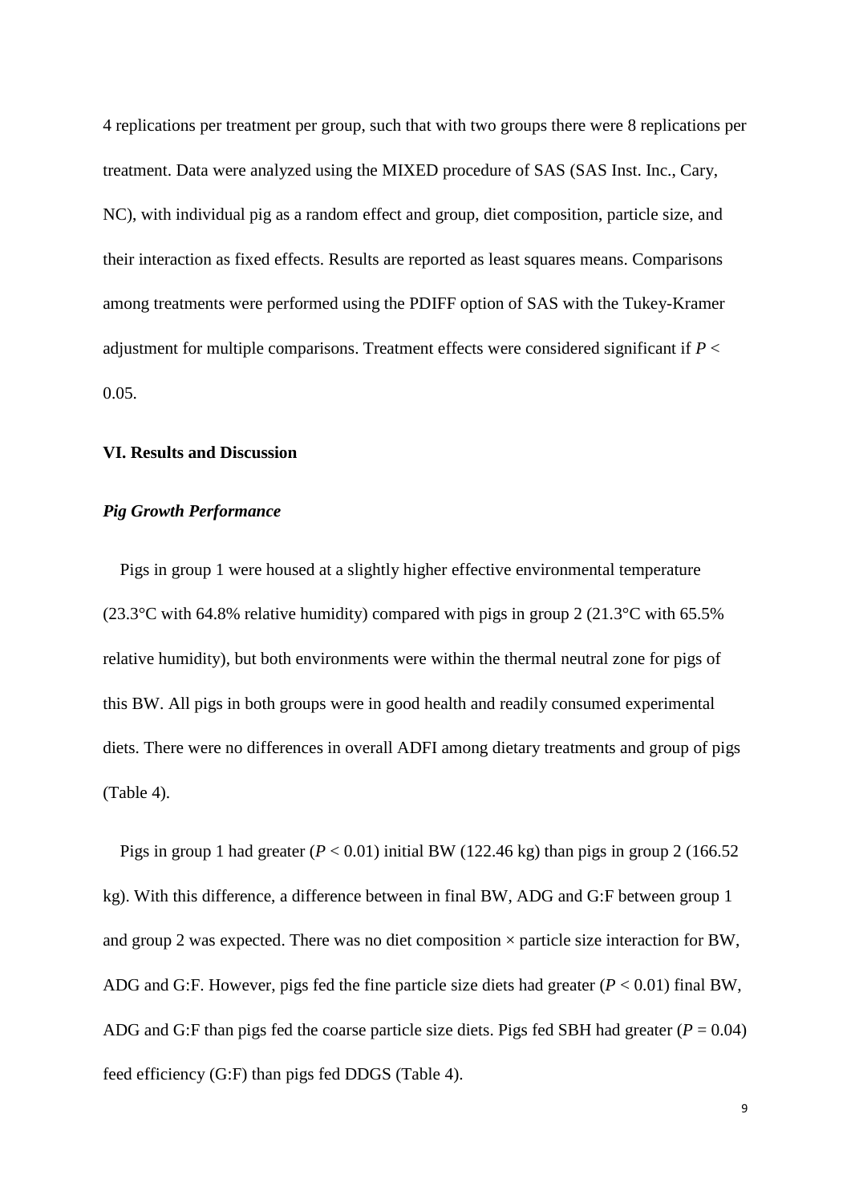4 replications per treatment per group, such that with two groups there were 8 replications per treatment. Data were analyzed using the MIXED procedure of SAS (SAS Inst. Inc., Cary, NC), with individual pig as a random effect and group, diet composition, particle size, and their interaction as fixed effects. Results are reported as least squares means. Comparisons among treatments were performed using the PDIFF option of SAS with the Tukey-Kramer adjustment for multiple comparisons. Treatment effects were considered significant if $P < 0.05$.

## VI. Results and Discussion

### *Pig Growth Performance*

Pigs in group 1 were housed at a slightly higher effective environmental temperature (23.3°C with 64.8% relative humidity) compared with pigs in group 2 (21.3°C with 65.5% relative humidity), but both environments were within the thermal neutral zone for pigs of this BW. All pigs in both groups were in good health and readily consumed experimental diets. There were no differences in overall ADFI among dietary treatments and group of pigs (Table 4).

Pigs in group 1 had greater ($P < 0.01$) initial BW (122.46 kg) than pigs in group 2 (166.52 kg). With this difference, a difference between in final BW, ADG and G:F between group 1 and group 2 was expected. There was no diet composition × particle size interaction for BW, ADG and G:F. However, pigs fed the fine particle size diets had greater ($P < 0.01$) final BW, ADG and G:F than pigs fed the coarse particle size diets. Pigs fed SBH had greater ($P = 0.04$) feed efficiency (G:F) than pigs fed DDGS (Table 4).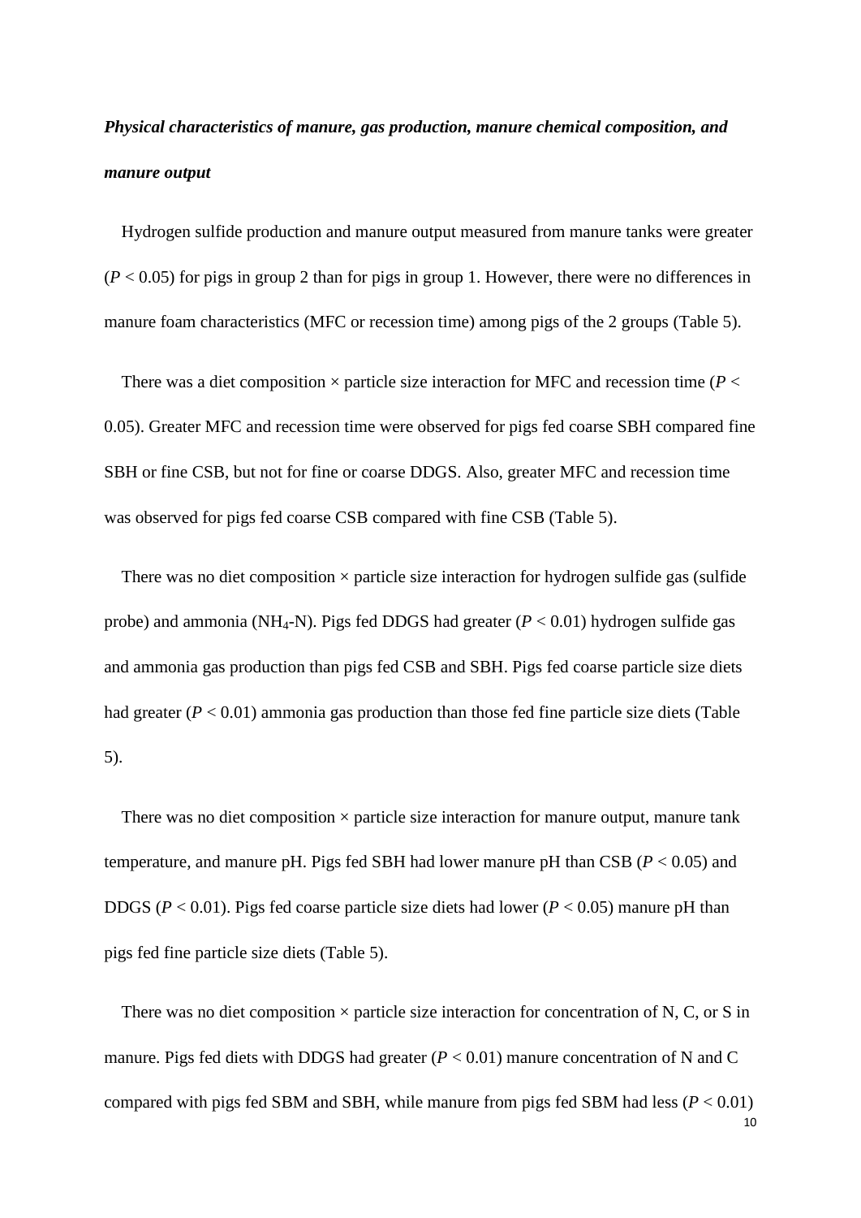***Physical characteristics of manure, gas production, manure chemical composition, and manure output***

Hydrogen sulfide production and manure output measured from manure tanks were greater ($P < 0.05$) for pigs in group 2 than for pigs in group 1. However, there were no differences in manure foam characteristics (MFC or recession time) among pigs of the 2 groups (Table 5).

There was a diet composition × particle size interaction for MFC and recession time ($P < 0.05$). Greater MFC and recession time were observed for pigs fed coarse SBH compared fine SBH or fine CSB, but not for fine or coarse DDGS. Also, greater MFC and recession time was observed for pigs fed coarse CSB compared with fine CSB (Table 5).

There was no diet composition × particle size interaction for hydrogen sulfide gas (sulfide probe) and ammonia ($NH_4$-N). Pigs fed DDGS had greater ($P < 0.01$) hydrogen sulfide gas and ammonia gas production than pigs fed CSB and SBH. Pigs fed coarse particle size diets had greater ($P < 0.01$) ammonia gas production than those fed fine particle size diets (Table 5).

There was no diet composition × particle size interaction for manure output, manure tank temperature, and manure pH. Pigs fed SBH had lower manure pH than CSB ($P < 0.05$) and DDGS ($P < 0.01$). Pigs fed coarse particle size diets had lower ($P < 0.05$) manure pH than pigs fed fine particle size diets (Table 5).

There was no diet composition × particle size interaction for concentration of N, C, or S in manure. Pigs fed diets with DDGS had greater ($P < 0.01$) manure concentration of N and C compared with pigs fed SBM and SBH, while manure from pigs fed SBM had less ($P < 0.01$)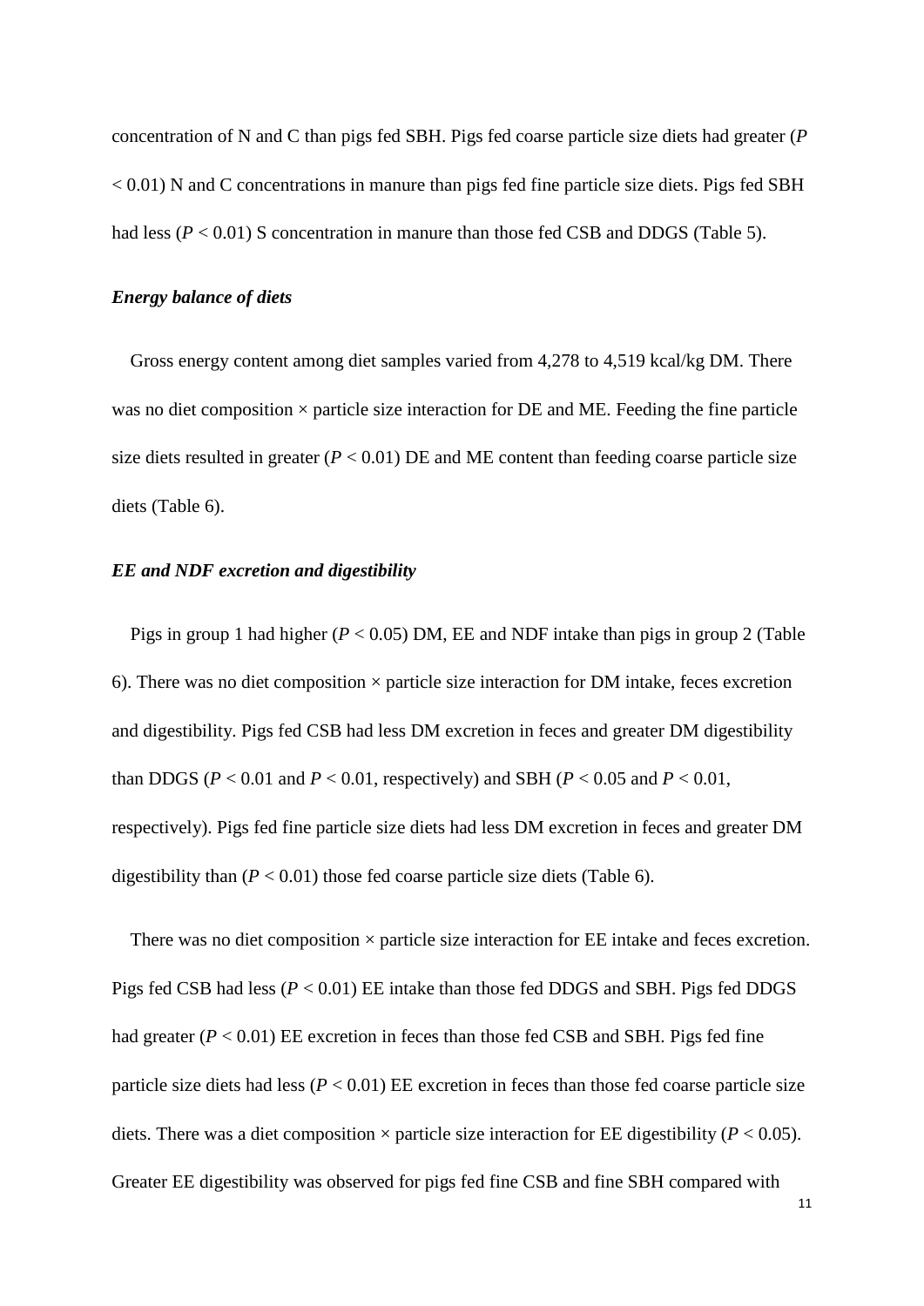concentration of N and C than pigs fed SBH. Pigs fed coarse particle size diets had greater ($P < 0.01$) N and C concentrations in manure than pigs fed fine particle size diets. Pigs fed SBH had less ($P < 0.01$) S concentration in manure than those fed CSB and DDGS (Table 5).

### *Energy balance of diets*

Gross energy content among diet samples varied from 4,278 to 4,519 kcal/kg DM. There was no diet composition × particle size interaction for DE and ME. Feeding the fine particle size diets resulted in greater ($P < 0.01$) DE and ME content than feeding coarse particle size diets (Table 6).

### *EE and NDF excretion and digestibility*

Pigs in group 1 had higher ($P < 0.05$) DM, EE and NDF intake than pigs in group 2 (Table 6). There was no diet composition × particle size interaction for DM intake, feces excretion and digestibility. Pigs fed CSB had less DM excretion in feces and greater DM digestibility than DDGS ($P < 0.01$ and $P < 0.01$, respectively) and SBH ($P < 0.05$ and $P < 0.01$, respectively). Pigs fed fine particle size diets had less DM excretion in feces and greater DM digestibility than ($P < 0.01$) those fed coarse particle size diets (Table 6).

There was no diet composition × particle size interaction for EE intake and feces excretion. Pigs fed CSB had less ($P < 0.01$) EE intake than those fed DDGS and SBH. Pigs fed DDGS had greater ($P < 0.01$) EE excretion in feces than those fed CSB and SBH. Pigs fed fine particle size diets had less ($P < 0.01$) EE excretion in feces than those fed coarse particle size diets. There was a diet composition × particle size interaction for EE digestibility ($P < 0.05$). Greater EE digestibility was observed for pigs fed fine CSB and fine SBH compared with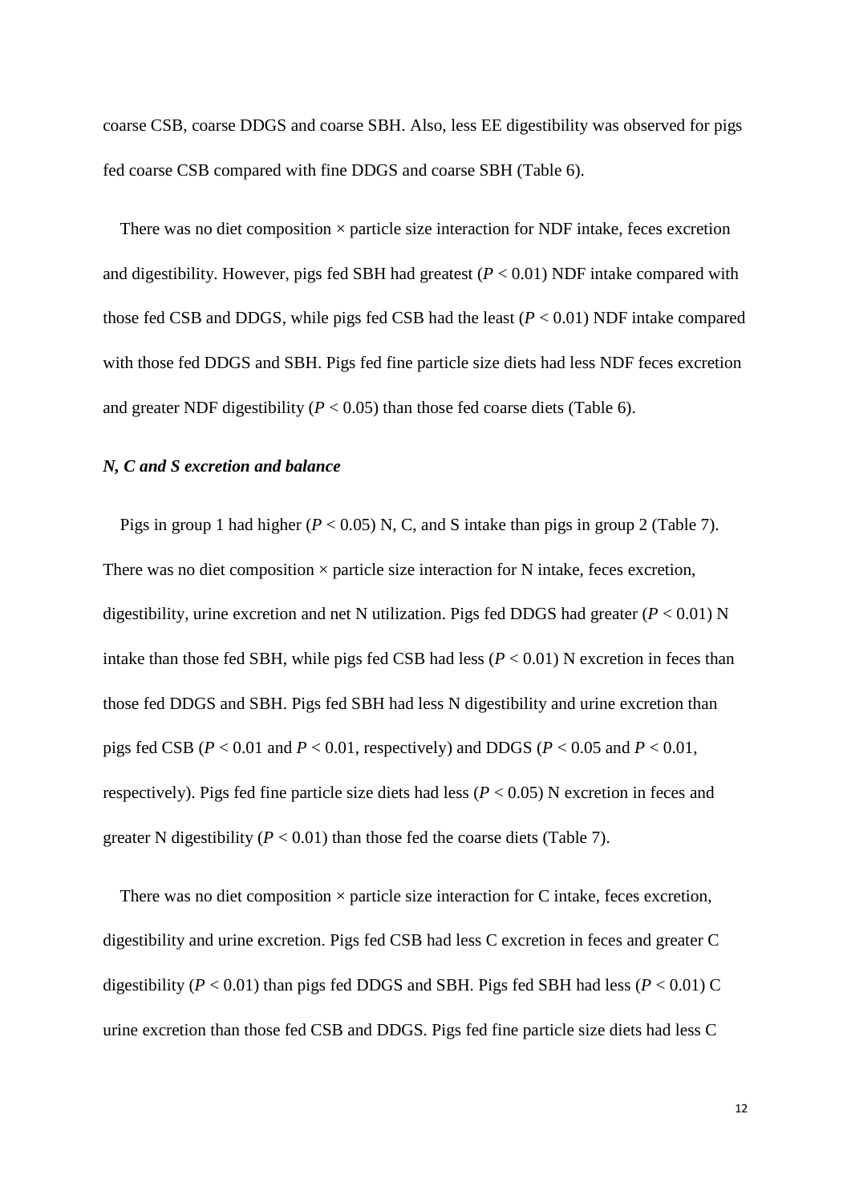coarse CSB, coarse DDGS and coarse SBH. Also, less EE digestibility was observed for pigs fed coarse CSB compared with fine DDGS and coarse SBH (Table 6).

There was no diet composition × particle size interaction for NDF intake, feces excretion and digestibility. However, pigs fed SBH had greatest ($P < 0.01$) NDF intake compared with those fed CSB and DDGS, while pigs fed CSB had the least ($P < 0.01$) NDF intake compared with those fed DDGS and SBH. Pigs fed fine particle size diets had less NDF feces excretion and greater NDF digestibility ($P < 0.05$) than those fed coarse diets (Table 6).

### *N, C and S excretion and balance*

Pigs in group 1 had higher ($P < 0.05$) N, C, and S intake than pigs in group 2 (Table 7). There was no diet composition × particle size interaction for N intake, feces excretion, digestibility, urine excretion and net N utilization. Pigs fed DDGS had greater ($P < 0.01$) N intake than those fed SBH, while pigs fed CSB had less ($P < 0.01$) N excretion in feces than those fed DDGS and SBH. Pigs fed SBH had less N digestibility and urine excretion than pigs fed CSB ($P < 0.01$ and $P < 0.01$, respectively) and DDGS ($P < 0.05$ and $P < 0.01$, respectively). Pigs fed fine particle size diets had less ($P < 0.05$) N excretion in feces and greater N digestibility ($P < 0.01$) than those fed the coarse diets (Table 7).

There was no diet composition × particle size interaction for C intake, feces excretion, digestibility and urine excretion. Pigs fed CSB had less C excretion in feces and greater C digestibility ($P < 0.01$) than pigs fed DDGS and SBH. Pigs fed SBH had less ($P < 0.01$) C urine excretion than those fed CSB and DDGS. Pigs fed fine particle size diets had less C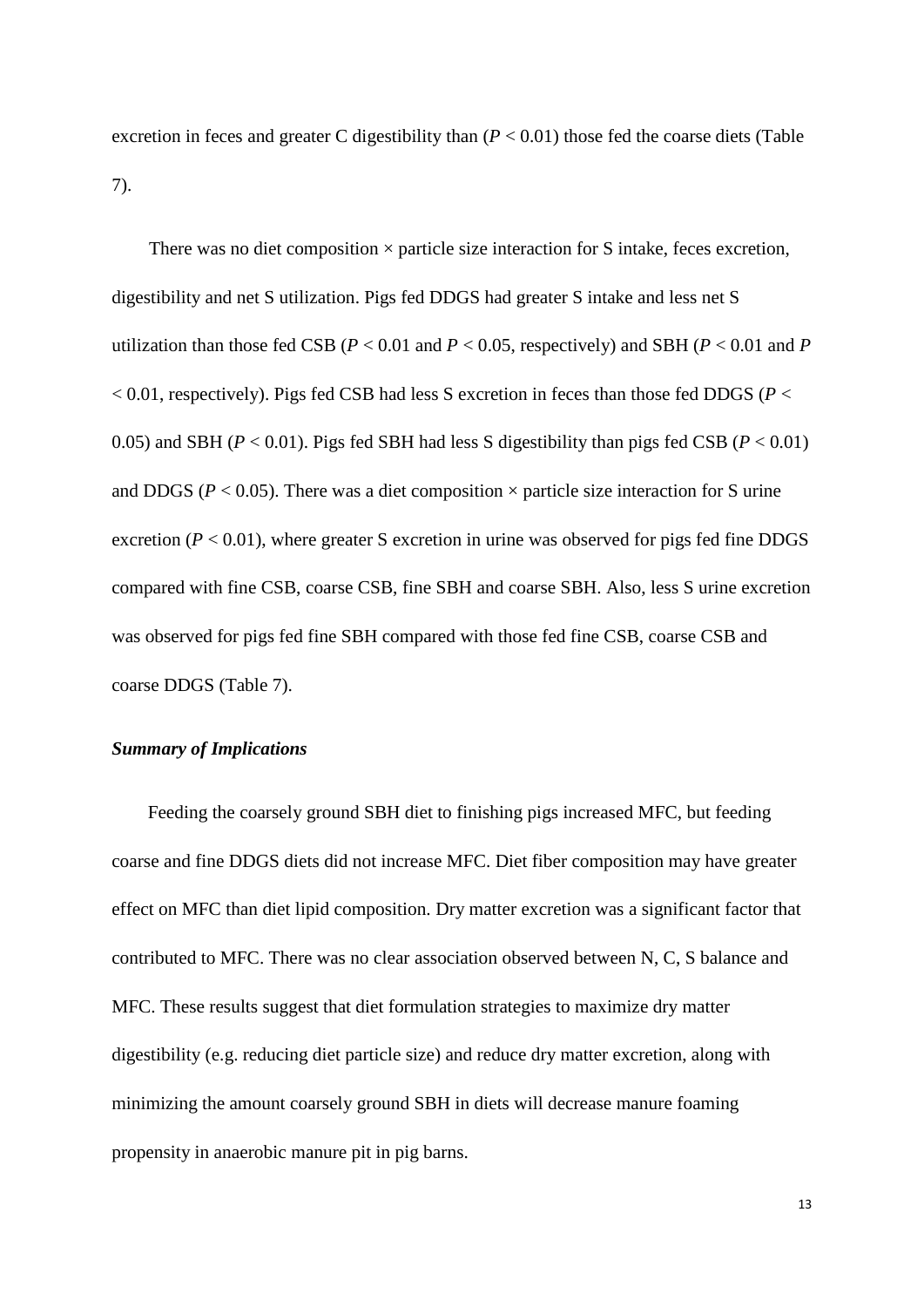excretion in feces and greater C digestibility than ($P < 0.01$) those fed the coarse diets (Table 7).

There was no diet composition × particle size interaction for S intake, feces excretion, digestibility and net S utilization. Pigs fed DDGS had greater S intake and less net S utilization than those fed CSB ($P < 0.01$ and $P < 0.05$, respectively) and SBH ($P < 0.01$ and $P < 0.01$, respectively). Pigs fed CSB had less S excretion in feces than those fed DDGS ($P < 0.05$) and SBH ($P < 0.01$). Pigs fed SBH had less S digestibility than pigs fed CSB ($P < 0.01$) and DDGS ($P < 0.05$). There was a diet composition × particle size interaction for S urine excretion ($P < 0.01$), where greater S excretion in urine was observed for pigs fed fine DDGS compared with fine CSB, coarse CSB, fine SBH and coarse SBH. Also, less S urine excretion was observed for pigs fed fine SBH compared with those fed fine CSB, coarse CSB and coarse DDGS (Table 7).

### ***Summary of Implications***

Feeding the coarsely ground SBH diet to finishing pigs increased MFC, but feeding coarse and fine DDGS diets did not increase MFC. Diet fiber composition may have greater effect on MFC than diet lipid composition. Dry matter excretion was a significant factor that contributed to MFC. There was no clear association observed between N, C, S balance and MFC. These results suggest that diet formulation strategies to maximize dry matter digestibility (e.g. reducing diet particle size) and reduce dry matter excretion, along with minimizing the amount coarsely ground SBH in diets will decrease manure foaming propensity in anaerobic manure pit in pig barns.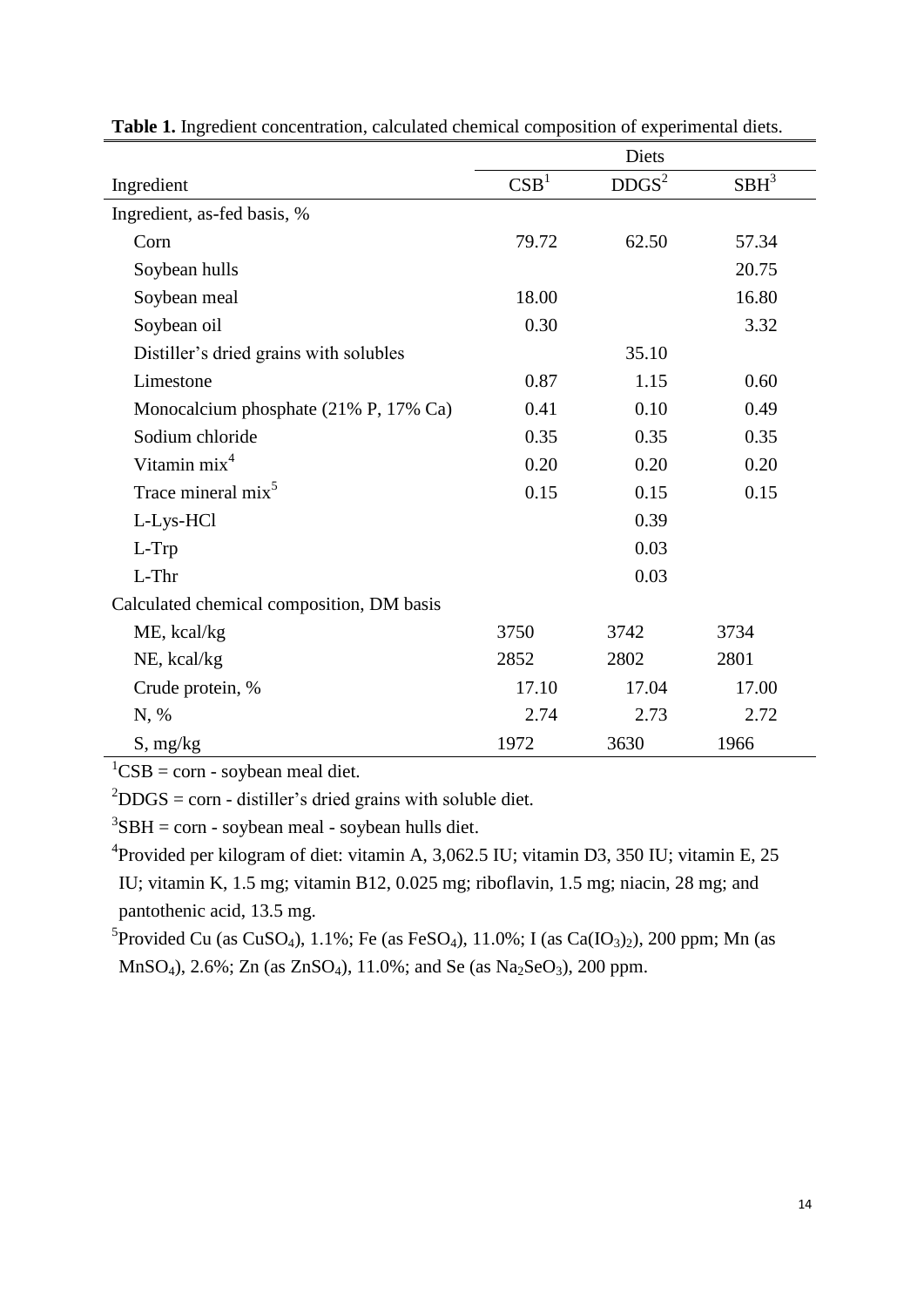**Table 1.** Ingredient concentration, calculated chemical composition of experimental diets.

| | Diets | | |
|---|---|---|---|
| Ingredient | CSB[1] | DDGS[2] | SBH[3] |
| Ingredient, as-fed basis, % | | | |
| Corn | 79.72 | 62.50 | 57.34 |
| Soybean hulls | | | 20.75 |
| Soybean meal | 18.00 | | 16.80 |
| Soybean oil | 0.30 | | 3.32 |
| Distiller's dried grains with solubles | | 35.10 | |
| Limestone | 0.87 | 1.15 | 0.60 |
| Monocalcium phosphate (21% P, 17% Ca) | 0.41 | 0.10 | 0.49 |
| Sodium chloride | 0.35 | 0.35 | 0.35 |
| Vitamin mix[4] | 0.20 | 0.20 | 0.20 |
| Trace mineral mix[5] | 0.15 | 0.15 | 0.15 |
| L-Lys-HCl | | 0.39 | |
| L-Trp | | 0.03 | |
| L-Thr | | 0.03 | |
| Calculated chemical composition, DM basis | | | |
| ME, kcal/kg | 3750 | 3742 | 3734 |
| NE, kcal/kg | 2852 | 2802 | 2801 |
| Crude protein, % | 17.10 | 17.04 | 17.00 |
| N, % | 2.74 | 2.73 | 2.72 |
| S, mg/kg | 1972 | 3630 | 1966 |

[1]CSB = corn - soybean meal diet.

[2]DDGS = corn - distiller's dried grains with soluble diet.

[3]SBH = corn - soybean meal - soybean hulls diet.

[4]Provided per kilogram of diet: vitamin A, 3,062.5 IU; vitamin D3, 350 IU; vitamin E, 25 IU; vitamin K, 1.5 mg; vitamin B12, 0.025 mg; riboflavin, 1.5 mg; niacin, 28 mg; and pantothenic acid, 13.5 mg.

[5]Provided Cu (as $CuSO_4$), 1.1%; Fe (as $FeSO_4$), 11.0%; I (as $Ca(IO_3)_2$), 200 ppm; Mn (as $MnSO_4$), 2.6%; Zn (as $ZnSO_4$), 11.0%; and Se (as $Na_2SeO_3$), 200 ppm.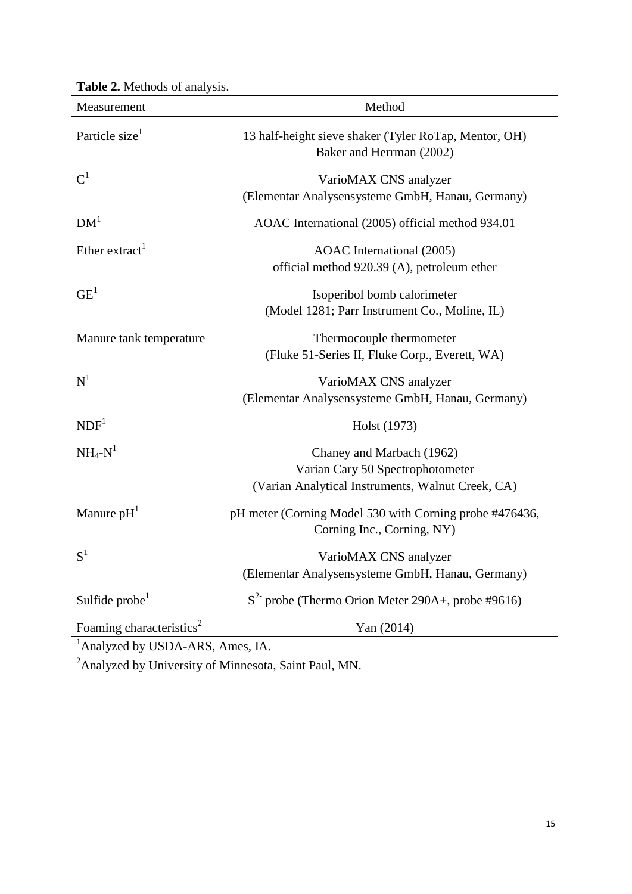**Table 2.** Methods of analysis.

| Measurement | Method |
|---|---|
| Particle size[1] | 13 half-height sieve shaker (Tyler RoTap, Mentor, OH) Baker and Herrman (2002) |
| C[1] | VarioMAX CNS analyzer (Elementar Analysensysteme GmbH, Hanau, Germany) |
| DM[1] | AOAC International (2005) official method 934.01 |
| Ether extract[1] | AOAC International (2005) official method 920.39 (A), petroleum ether |
| GE[1] | Isoperibol bomb calorimeter (Model 1281; Parr Instrument Co., Moline, IL) |
| Manure tank temperature | Thermocouple thermometer (Fluke 51-Series II, Fluke Corp., Everett, WA) |
| N[1] | VarioMAX CNS analyzer (Elementar Analysensysteme GmbH, Hanau, Germany) |
| NDF[1] | Holst (1973) |
| $NH_4$-N[1] | Chaney and Marbach (1962) Varian Cary 50 Spectrophotometer (Varian Analytical Instruments, Walnut Creek, CA) |
| Manure pH[1] | pH meter (Corning Model 530 with Corning probe #476436, Corning Inc., Corning, NY) |
| S[1] | VarioMAX CNS analyzer (Elementar Analysensysteme GmbH, Hanau, Germany) |
| Sulfide probe[1] | $S^{2-}$ probe (Thermo Orion Meter 290A+, probe #9616) |
| Foaming characteristics[2] | Yan (2014) |

[1]Analyzed by USDA-ARS, Ames, IA.

[2]Analyzed by University of Minnesota, Saint Paul, MN.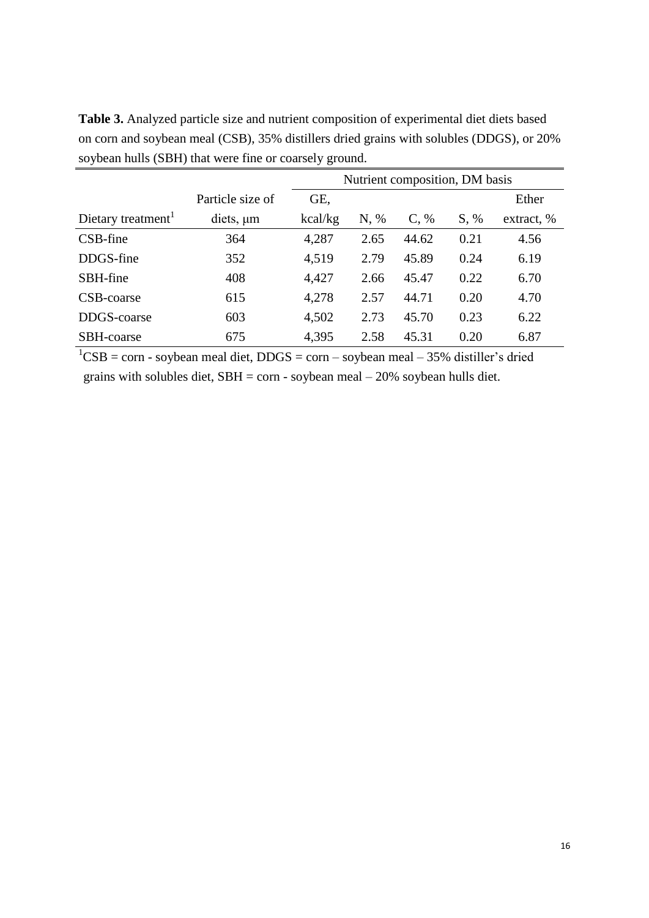**Table 3.** Analyzed particle size and nutrient composition of experimental diet diets based on corn and soybean meal (CSB), 35% distillers dried grains with solubles (DDGS), or 20% soybean hulls (SBH) that were fine or coarsely ground.

| | | Nutrient composition, DM basis | | | | |
|---|---|---|---|---|---|---|
| Dietary treatment[1] | Particle size of diets, μm | GE, kcal/kg | N, % | C, % | S, % | Ether extract, % |
| CSB-fine | 364 | 4,287 | 2.65 | 44.62 | 0.21 | 4.56 |
| DDGS-fine | 352 | 4,519 | 2.79 | 45.89 | 0.24 | 6.19 |
| SBH-fine | 408 | 4,427 | 2.66 | 45.47 | 0.22 | 6.70 |
| CSB-coarse | 615 | 4,278 | 2.57 | 44.71 | 0.20 | 4.70 |
| DDGS-coarse | 603 | 4,502 | 2.73 | 45.70 | 0.23 | 6.22 |
| SBH-coarse | 675 | 4,395 | 2.58 | 45.31 | 0.20 | 6.87 |

[1]CSB = corn - soybean meal diet, DDGS = corn – soybean meal – 35% distiller's dried grains with solubles diet, SBH = corn - soybean meal – 20% soybean hulls diet.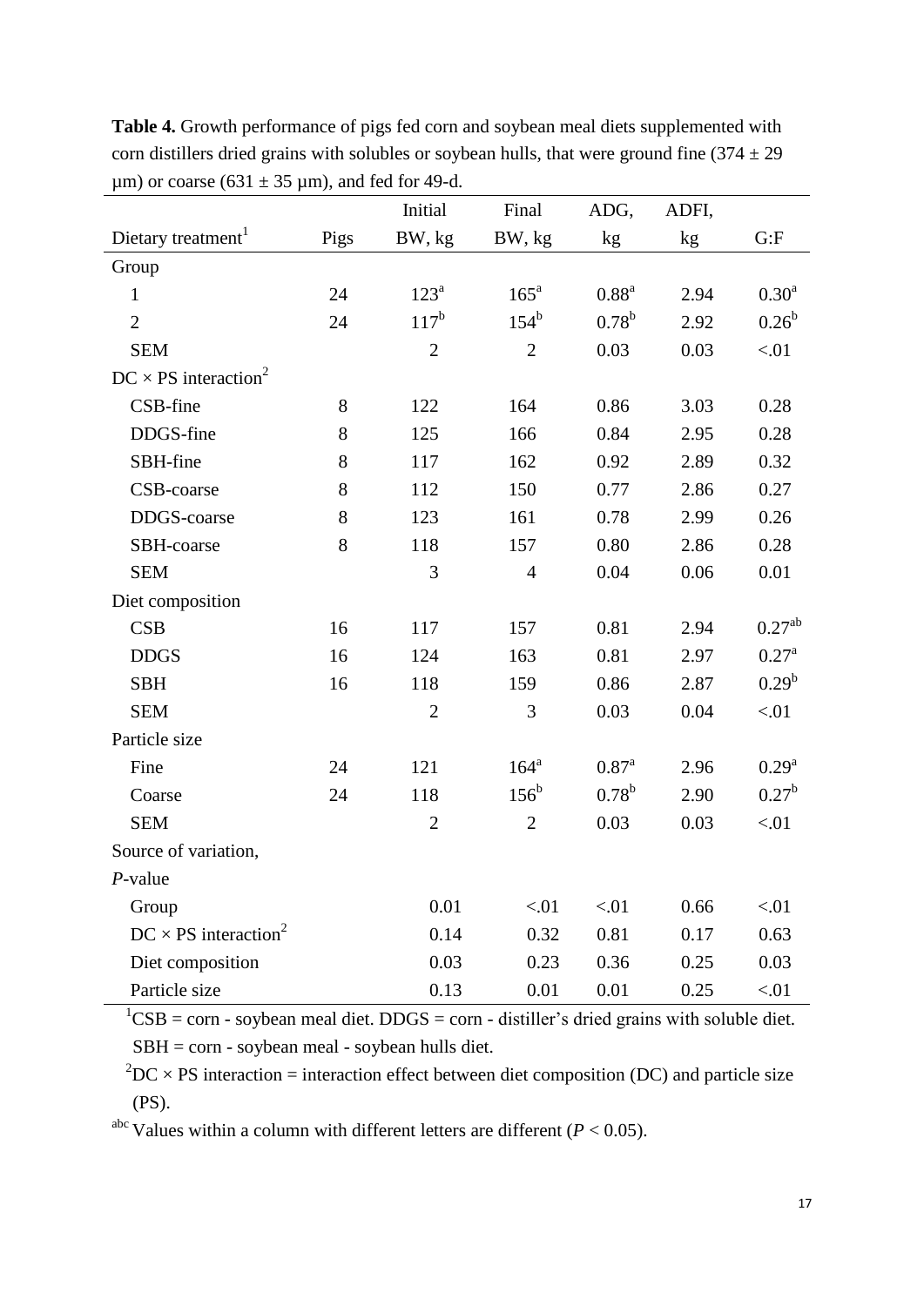**Table 4.** Growth performance of pigs fed corn and soybean meal diets supplemented with corn distillers dried grains with solubles or soybean hulls, that were ground fine (374 ± 29 µm) or coarse (631 ± 35 µm), and fed for 49-d.

| Dietary treatment[1] | Pigs | Initial BW, kg | Final BW, kg | ADG, kg | ADFI, kg | G:F |
|---|---|---|---|---|---|---|
| Group | | | | | | |
| 1 | 24 | 123[a] | 165[a] | 0.88[a] | 2.94 | 0.30[a] |
| 2 | 24 | 117[b] | 154[b] | 0.78[b] | 2.92 | 0.26[b] |
| SEM | | 2 | 2 | 0.03 | 0.03 | <.01 |
| DC × PS interaction[2] | | | | | | |
| CSB-fine | 8 | 122 | 164 | 0.86 | 3.03 | 0.28 |
| DDGS-fine | 8 | 125 | 166 | 0.84 | 2.95 | 0.28 |
| SBH-fine | 8 | 117 | 162 | 0.92 | 2.89 | 0.32 |
| CSB-coarse | 8 | 112 | 150 | 0.77 | 2.86 | 0.27 |
| DDGS-coarse | 8 | 123 | 161 | 0.78 | 2.99 | 0.26 |
| SBH-coarse | 8 | 118 | 157 | 0.80 | 2.86 | 0.28 |
| SEM | | 3 | 4 | 0.04 | 0.06 | 0.01 |
| Diet composition | | | | | | |
| CSB | 16 | 117 | 157 | 0.81 | 2.94 | 0.27[ab] |
| DDGS | 16 | 124 | 163 | 0.81 | 2.97 | 0.27[a] |
| SBH | 16 | 118 | 159 | 0.86 | 2.87 | 0.29[b] |
| SEM | | 2 | 3 | 0.03 | 0.04 | <.01 |
| Particle size | | | | | | |
| Fine | 24 | 121 | 164[a] | 0.87[a] | 2.96 | 0.29[a] |
| Coarse | 24 | 118 | 156[b] | 0.78[b] | 2.90 | 0.27[b] |
| SEM | | 2 | 2 | 0.03 | 0.03 | <.01 |
| Source of variation, *P*-value | | | | | | |
| Group | | 0.01 | <.01 | <.01 | 0.66 | <.01 |
| DC × PS interaction[2] | | 0.14 | 0.32 | 0.81 | 0.17 | 0.63 |
| Diet composition | | 0.03 | 0.23 | 0.36 | 0.25 | 0.03 |
| Particle size | | 0.13 | 0.01 | 0.01 | 0.25 | <.01 |

[1]CSB = corn - soybean meal diet. DDGS = corn - distiller's dried grains with soluble diet. SBH = corn - soybean meal - soybean hulls diet.

[2]DC × PS interaction = interaction effect between diet composition (DC) and particle size (PS).

[abc] Values within a column with different letters are different ($P < 0.05$).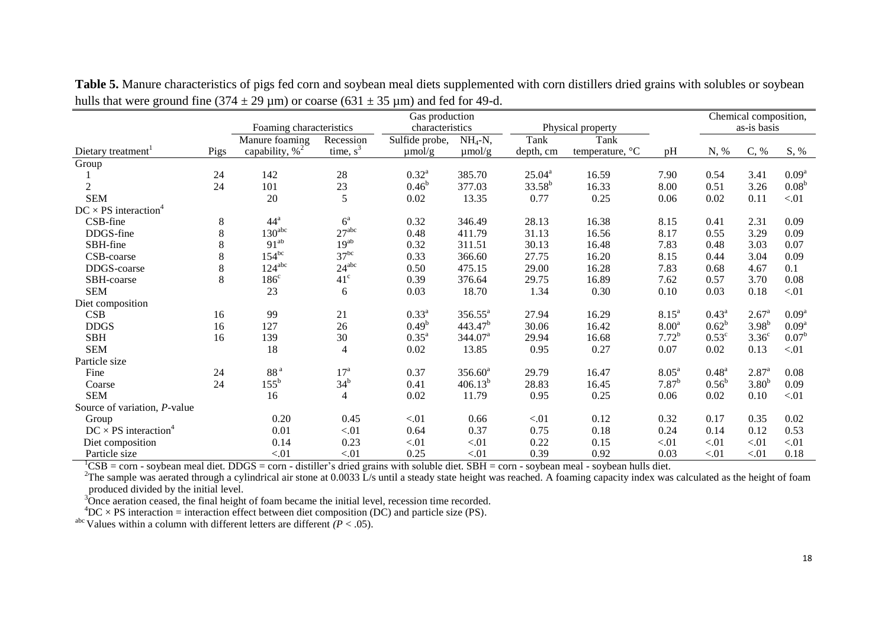**Table 5.** Manure characteristics of pigs fed corn and soybean meal diets supplemented with corn distillers dried grains with solubles or soybean hulls that were ground fine (374 ± 29 µm) or coarse (631 ± 35 µm) and fed for 49-d.

| | | Foaming characteristics | | Gas production characteristics | | Physical property | | | Chemical composition, as-is basis | | |
|---|---|---|---|---|---|---|---|---|---|---|---|
| Dietary treatment[1] | Pigs | Manure foaming capability, %[2] | Recession time, s[3] | Sulfide probe, µmol/g | $NH_4$-N, µmol/g | Tank depth, cm | Tank temperature, °C | pH | N, % | C, % | S, % |
| Group | | | | | | | | | | | |
| 1 | 24 | 142 | 28 | 0.32[a] | 385.70 | 25.04[a] | 16.59 | 7.90 | 0.54 | 3.41 | 0.09[a] |
| 2 | 24 | 101 | 23 | 0.46[b] | 377.03 | 33.58[b] | 16.33 | 8.00 | 0.51 | 3.26 | 0.08[b] |
| SEM | | 20 | 5 | 0.02 | 13.35 | 0.77 | 0.25 | 0.06 | 0.02 | 0.11 | <.01 |
| DC × PS interaction[4] | | | | | | | | | | | |
| CSB-fine | 8 | 44[a] | 6[a] | 0.32 | 346.49 | 28.13 | 16.38 | 8.15 | 0.41 | 2.31 | 0.09 |
| DDGS-fine | 8 | 130[abc] | 27[abc] | 0.48 | 411.79 | 31.13 | 16.56 | 8.17 | 0.55 | 3.29 | 0.09 |
| SBH-fine | 8 | 91[ab] | 19[ab] | 0.32 | 311.51 | 30.13 | 16.48 | 7.83 | 0.48 | 3.03 | 0.07 |
| CSB-coarse | 8 | 154[bc] | 37[bc] | 0.33 | 366.60 | 27.75 | 16.20 | 8.15 | 0.44 | 3.04 | 0.09 |
| DDGS-coarse | 8 | 124[abc] | 24[abc] | 0.50 | 475.15 | 29.00 | 16.28 | 7.83 | 0.68 | 4.67 | 0.1 |
| SBH-coarse | 8 | 186[c] | 41[c] | 0.39 | 376.64 | 29.75 | 16.89 | 7.62 | 0.57 | 3.70 | 0.08 |
| SEM | | 23 | 6 | 0.03 | 18.70 | 1.34 | 0.30 | 0.10 | 0.03 | 0.18 | <.01 |
| Diet composition | | | | | | | | | | | |
| CSB | 16 | 99 | 21 | 0.33[a] | 356.55[a] | 27.94 | 16.29 | 8.15[a] | 0.43[a] | 2.67[a] | 0.09[a] |
| DDGS | 16 | 127 | 26 | 0.49[b] | 443.47[b] | 30.06 | 16.42 | 8.00[a] | 0.62[b] | 3.98[b] | 0.09[a] |
| SBH | 16 | 139 | 30 | 0.35[a] | 344.07[a] | 29.94 | 16.68 | 7.72[b] | 0.53[c] | 3.36[c] | 0.07[b] |
| SEM | | 18 | 4 | 0.02 | 13.85 | 0.95 | 0.27 | 0.07 | 0.02 | 0.13 | <.01 |
| Particle size | | | | | | | | | | | |
| Fine | 24 | 88[a] | 17[a] | 0.37 | 356.60[a] | 29.79 | 16.47 | 8.05[a] | 0.48[a] | 2.87[a] | 0.08 |
| Coarse | 24 | 155[b] | 34[b] | 0.41 | 406.13[b] | 28.83 | 16.45 | 7.87[b] | 0.56[b] | 3.80[b] | 0.09 |
| SEM | | 16 | 4 | 0.02 | 11.79 | 0.95 | 0.25 | 0.06 | 0.02 | 0.10 | <.01 |
| Source of variation, *P*-value | | | | | | | | | | | |
| Group | | 0.20 | 0.45 | <.01 | 0.66 | <.01 | 0.12 | 0.32 | 0.17 | 0.35 | 0.02 |
| DC × PS interaction[4] | | 0.01 | <.01 | 0.64 | 0.37 | 0.75 | 0.18 | 0.24 | 0.14 | 0.12 | 0.53 |
| Diet composition | | 0.14 | 0.23 | <.01 | <.01 | 0.22 | 0.15 | <.01 | <.01 | <.01 | <.01 |
| Particle size | | <.01 | <.01 | 0.25 | <.01 | 0.39 | 0.92 | 0.03 | <.01 | <.01 | 0.18 |

[1]CSB = corn - soybean meal diet. DDGS = corn - distiller's dried grains with soluble diet. SBH = corn - soybean meal - soybean hulls diet.

[2]The sample was aerated through a cylindrical air stone at 0.0033 L/s until a steady state height was reached. A foaming capacity index was calculated as the height of foam produced divided by the initial level.

[3]Once aeration ceased, the final height of foam became the initial level, recession time recorded.

[4]DC × PS interaction = interaction effect between diet composition (DC) and particle size (PS).

[abc]Values within a column with different letters are different ($P < .05$).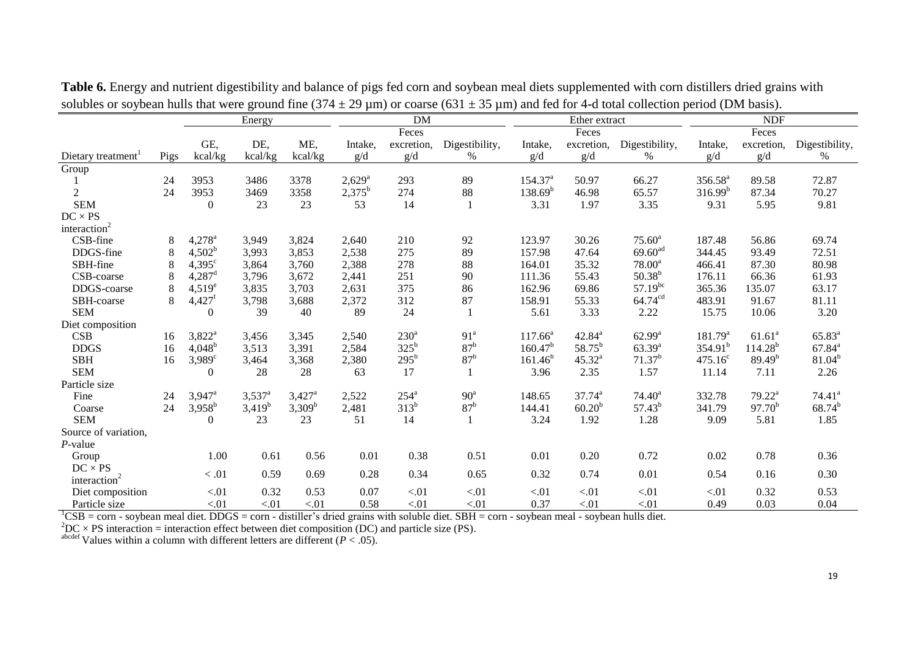**Table 6.** Energy and nutrient digestibility and balance of pigs fed corn and soybean meal diets supplemented with corn distillers dried grains with solubles or soybean hulls that were ground fine (374 ± 29 µm) or coarse (631 ± 35 µm) and fed for 4-d total collection period (DM basis).

| | | Energy | | | DM | | | Ether extract | | | NDF | | |
|---|---|---|---|---|---|---|---|---|---|---|---|---|---|
| Dietary treatment[1] | Pigs | GE, kcal/kg | DE, kcal/kg | ME, kcal/kg | Intake, g/d | Feces excretion, g/d | Digestibility, % | Intake, g/d | Feces excretion, g/d | Digestibility, % | Intake, g/d | Feces excretion, g/d | Digestibility, % |
| Group | | | | | | | | | | | | | |
| 1 | 24 | 3953 | 3486 | 3378 | 2,629[a] | 293 | 89 | 154.37[a] | 50.97 | 66.27 | 356.58[a] | 89.58 | 72.87 |
| 2 | 24 | 3953 | 3469 | 3358 | 2,375[b] | 274 | 88 | 138.69[b] | 46.98 | 65.57 | 316.99[b] | 87.34 | 70.27 |
| SEM | | 0 | 23 | 23 | 53 | 14 | 1 | 3.31 | 1.97 | 3.35 | 9.31 | 5.95 | 9.81 |
| DC × PS interaction[2] | | | | | | | | | | | | | |
| CSB-fine | 8 | 4,278[a] | 3,949 | 3,824 | 2,640 | 210 | 92 | 123.97 | 30.26 | 75.60[a] | 187.48 | 56.86 | 69.74 |
| DDGS-fine | 8 | 4,502[b] | 3,993 | 3,853 | 2,538 | 275 | 89 | 157.98 | 47.64 | 69.60[ad] | 344.45 | 93.49 | 72.51 |
| SBH-fine | 8 | 4,395[c] | 3,864 | 3,760 | 2,388 | 278 | 88 | 164.01 | 35.32 | 78.00[a] | 466.41 | 87.30 | 80.98 |
| CSB-coarse | 8 | 4,287[d] | 3,796 | 3,672 | 2,441 | 251 | 90 | 111.36 | 55.43 | 50.38[b] | 176.11 | 66.36 | 61.93 |
| DDGS-coarse | 8 | 4,519[e] | 3,835 | 3,703 | 2,631 | 375 | 86 | 162.96 | 69.86 | 57.19[bc] | 365.36 | 135.07 | 63.17 |
| SBH-coarse | 8 | 4,427[f] | 3,798 | 3,688 | 2,372 | 312 | 87 | 158.91 | 55.33 | 64.74[cd] | 483.91 | 91.67 | 81.11 |
| SEM | | 0 | 39 | 40 | 89 | 24 | 1 | 5.61 | 3.33 | 2.22 | 15.75 | 10.06 | 3.20 |
| Diet composition | | | | | | | | | | | | | |
| CSB | 16 | 3,822[a] | 3,456 | 3,345 | 2,540 | 230[a] | 91[a] | 117.66[a] | 42.84[a] | 62.99[a] | 181.79[a] | 61.61[a] | 65.83[a] |
| DDGS | 16 | 4,048[b] | 3,513 | 3,391 | 2,584 | 325[b] | 87[b] | 160.47[b] | 58.75[b] | 63.39[a] | 354.91[b] | 114.28[b] | 67.84[a] |
| SBH | 16 | 3,989[c] | 3,464 | 3,368 | 2,380 | 295[b] | 87[b] | 161.46[b] | 45.32[a] | 71.37[b] | 475.16[c] | 89.49[b] | 81.04[b] |
| SEM | | 0 | 28 | 28 | 63 | 17 | 1 | 3.96 | 2.35 | 1.57 | 11.14 | 7.11 | 2.26 |
| Particle size | | | | | | | | | | | | | |
| Fine | 24 | 3,947[a] | 3,537[a] | 3,427[a] | 2,522 | 254[a] | 90[a] | 148.65 | 37.74[a] | 74.40[a] | 332.78 | 79.22[a] | 74.41[a] |
| Coarse | 24 | 3,958[b] | 3,419[b] | 3,309[b] | 2,481 | 313[b] | 87[b] | 144.41 | 60.20[b] | 57.43[b] | 341.79 | 97.70[b] | 68.74[b] |
| SEM | | 0 | 23 | 23 | 51 | 14 | 1 | 3.24 | 1.92 | 1.28 | 9.09 | 5.81 | 1.85 |
| Source of variation, *P*-value | | | | | | | | | | | | | |
| Group | | 1.00 | 0.61 | 0.56 | 0.01 | 0.38 | 0.51 | 0.01 | 0.20 | 0.72 | 0.02 | 0.78 | 0.36 |
| DC × PS interaction[2] | | < .01 | 0.59 | 0.69 | 0.28 | 0.34 | 0.65 | 0.32 | 0.74 | 0.01 | 0.54 | 0.16 | 0.30 |
| Diet composition | | <.01 | 0.32 | 0.53 | 0.07 | <.01 | <.01 | <.01 | <.01 | <.01 | <.01 | 0.32 | 0.53 |
| Particle size | | <.01 | <.01 | <.01 | 0.58 | <.01 | <.01 | 0.37 | <.01 | <.01 | 0.49 | 0.03 | 0.04 |

[1]CSB = corn - soybean meal diet. DDGS = corn - distiller's dried grains with soluble diet. SBH = corn - soybean meal - soybean hulls diet.

[2]DC × PS interaction = interaction effect between diet composition (DC) and particle size (PS).

[abcdef] Values within a column with different letters are different ($P < .05$).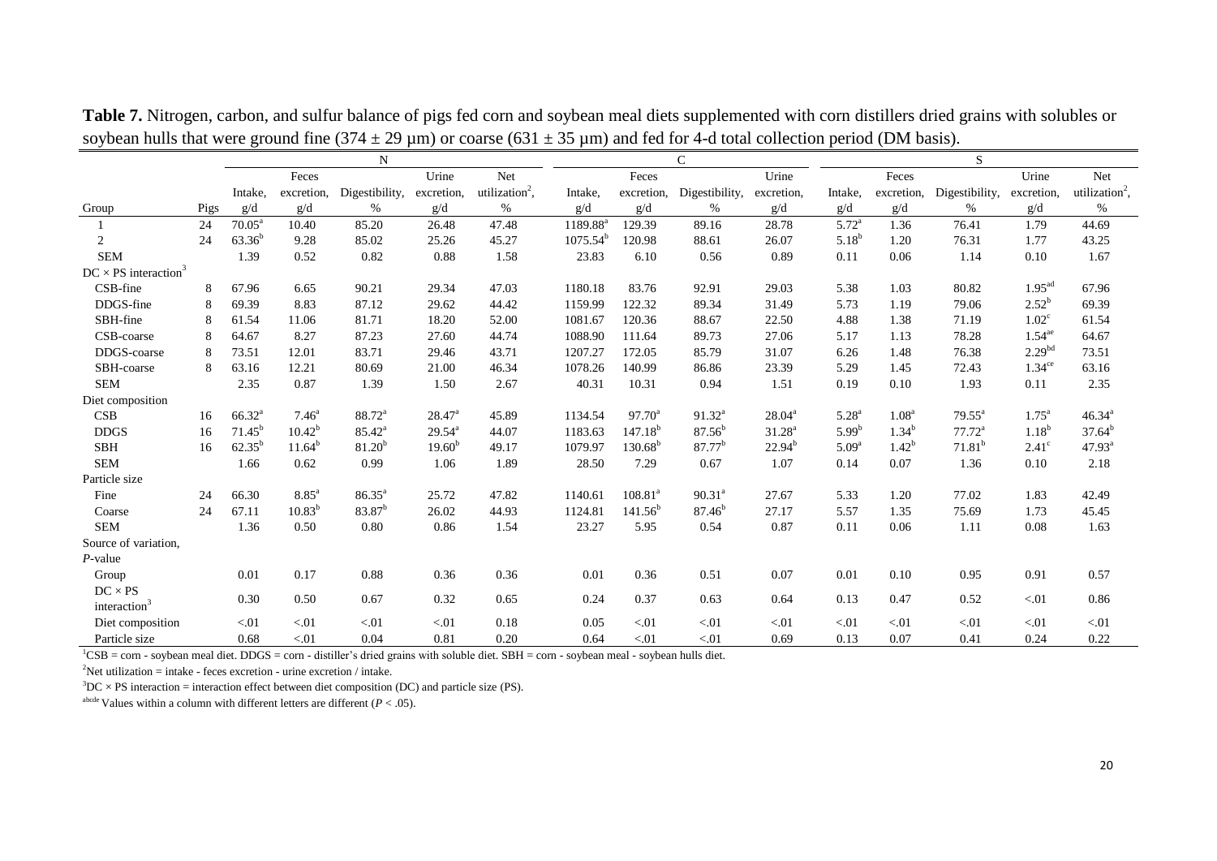**Table 7.** Nitrogen, carbon, and sulfur balance of pigs fed corn and soybean meal diets supplemented with corn distillers dried grains with solubles or soybean hulls that were ground fine (374 ± 29 µm) or coarse (631 ± 35 µm) and fed for 4-d total collection period (DM basis).

| | | N | | | | | C | | | | S | | | | |
|---|---|---|---|---|---|---|---|---|---|---|---|---|---|---|---|
| Group | Pigs | Intake, g/d | Feces excretion, g/d | Digestibility, % | Urine excretion, g/d | Net utilization[2], % | Intake, g/d | Feces excretion, g/d | Digestibility, % | Urine excretion, g/d | Intake, g/d | Feces excretion, g/d | Digestibility, % | Urine excretion, g/d | Net utilization[2], % |
| 1 | 24 | 70.05[a] | 10.40 | 85.20 | 26.48 | 47.48 | 1189.88[a] | 129.39 | 89.16 | 28.78 | 5.72[a] | 1.36 | 76.41 | 1.79 | 44.69 |
| 2 | 24 | 63.36[b] | 9.28 | 85.02 | 25.26 | 45.27 | 1075.54[b] | 120.98 | 88.61 | 26.07 | 5.18[b] | 1.20 | 76.31 | 1.77 | 43.25 |
| SEM | | 1.39 | 0.52 | 0.82 | 0.88 | 1.58 | 23.83 | 6.10 | 0.56 | 0.89 | 0.11 | 0.06 | 1.14 | 0.10 | 1.67 |
| DC × PS interaction[3] | | | | | | | | | | | | | | | |
| CSB-fine | 8 | 67.96 | 6.65 | 90.21 | 29.34 | 47.03 | 1180.18 | 83.76 | 92.91 | 29.03 | 5.38 | 1.03 | 80.82 | 1.95[ad] | 67.96 |
| DDGS-fine | 8 | 69.39 | 8.83 | 87.12 | 29.62 | 44.42 | 1159.99 | 122.32 | 89.34 | 31.49 | 5.73 | 1.19 | 79.06 | 2.52[b] | 69.39 |
| SBH-fine | 8 | 61.54 | 11.06 | 81.71 | 18.20 | 52.00 | 1081.67 | 120.36 | 88.67 | 22.50 | 4.88 | 1.38 | 71.19 | 1.02[c] | 61.54 |
| CSB-coarse | 8 | 64.67 | 8.27 | 87.23 | 27.60 | 44.74 | 1088.90 | 111.64 | 89.73 | 27.06 | 5.17 | 1.13 | 78.28 | 1.54[ae] | 64.67 |
| DDGS-coarse | 8 | 73.51 | 12.01 | 83.71 | 29.46 | 43.71 | 1207.27 | 172.05 | 85.79 | 31.07 | 6.26 | 1.48 | 76.38 | 2.29[bd] | 73.51 |
| SBH-coarse | 8 | 63.16 | 12.21 | 80.69 | 21.00 | 46.34 | 1078.26 | 140.99 | 86.86 | 23.39 | 5.29 | 1.45 | 72.43 | 1.34[ce] | 63.16 |
| SEM | | 2.35 | 0.87 | 1.39 | 1.50 | 2.67 | 40.31 | 10.31 | 0.94 | 1.51 | 0.19 | 0.10 | 1.93 | 0.11 | 2.35 |
| Diet composition | | | | | | | | | | | | | | | |
| CSB | 16 | 66.32[a] | 7.46[a] | 88.72[a] | 28.47[a] | 45.89 | 1134.54 | 97.70[a] | 91.32[a] | 28.04[a] | 5.28[a] | 1.08[a] | 79.55[a] | 1.75[a] | 46.34[a] |
| DDGS | 16 | 71.45[b] | 10.42[b] | 85.42[a] | 29.54[a] | 44.07 | 1183.63 | 147.18[b] | 87.56[b] | 31.28[a] | 5.99[b] | 1.34[b] | 77.72[a] | 1.18[b] | 37.64[b] |
| SBH | 16 | 62.35[b] | 11.64[b] | 81.20[b] | 19.60[b] | 49.17 | 1079.97 | 130.68[b] | 87.77[b] | 22.94[b] | 5.09[a] | 1.42[b] | 71.81[b] | 2.41[c] | 47.93[a] |
| SEM | | 1.66 | 0.62 | 0.99 | 1.06 | 1.89 | 28.50 | 7.29 | 0.67 | 1.07 | 0.14 | 0.07 | 1.36 | 0.10 | 2.18 |
| Particle size | | | | | | | | | | | | | | | |
| Fine | 24 | 66.30 | 8.85[a] | 86.35[a] | 25.72 | 47.82 | 1140.61 | 108.81[a] | 90.31[a] | 27.67 | 5.33 | 1.20 | 77.02 | 1.83 | 42.49 |
| Coarse | 24 | 67.11 | 10.83[b] | 83.87[b] | 26.02 | 44.93 | 1124.81 | 141.56[b] | 87.46[b] | 27.17 | 5.57 | 1.35 | 75.69 | 1.73 | 45.45 |
| SEM | | 1.36 | 0.50 | 0.80 | 0.86 | 1.54 | 23.27 | 5.95 | 0.54 | 0.87 | 0.11 | 0.06 | 1.11 | 0.08 | 1.63 |
| Source of variation, *P*-value | | | | | | | | | | | | | | | |
| Group | | 0.01 | 0.17 | 0.88 | 0.36 | 0.36 | 0.01 | 0.36 | 0.51 | 0.07 | 0.01 | 0.10 | 0.95 | 0.91 | 0.57 |
| DC × PS interaction[3] | | 0.30 | 0.50 | 0.67 | 0.32 | 0.65 | 0.24 | 0.37 | 0.63 | 0.64 | 0.13 | 0.47 | 0.52 | <.01 | 0.86 |
| Diet composition | | <.01 | <.01 | <.01 | <.01 | 0.18 | 0.05 | <.01 | <.01 | <.01 | <.01 | <.01 | <.01 | <.01 | <.01 |
| Particle size | | 0.68 | <.01 | 0.04 | 0.81 | 0.20 | 0.64 | <.01 | <.01 | 0.69 | 0.13 | 0.07 | 0.41 | 0.24 | 0.22 |

[1]CSB = corn - soybean meal diet. DDGS = corn - distiller's dried grains with soluble diet. SBH = corn - soybean meal - soybean hulls diet.

[2]Net utilization = intake - feces excretion - urine excretion / intake.

[3]DC × PS interaction = interaction effect between diet composition (DC) and particle size (PS).

[abcde] Values within a column with different letters are different ($P < .05$).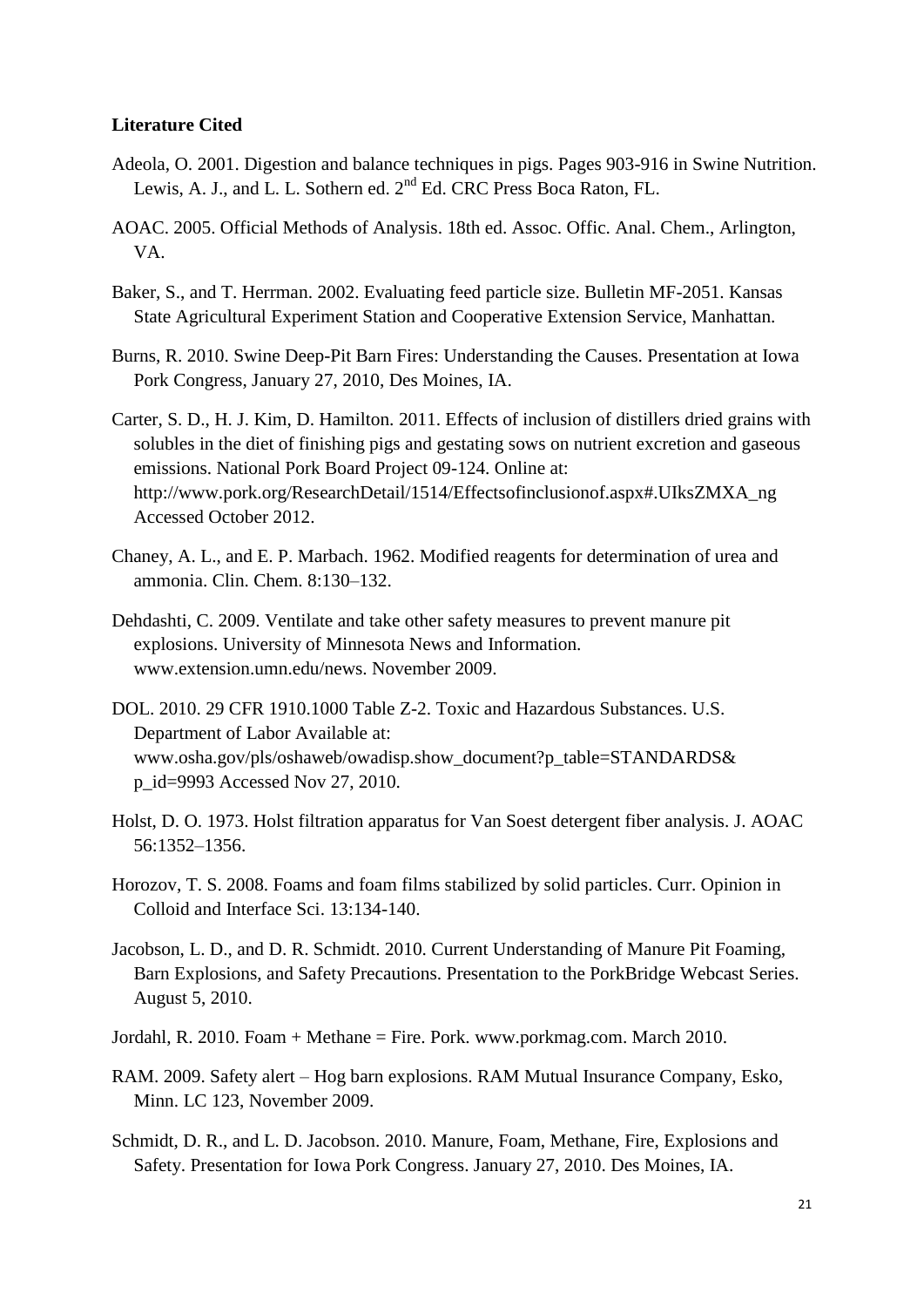**Literature Cited**

Adeola, O. 2001. Digestion and balance techniques in pigs. Pages 903-916 in Swine Nutrition. Lewis, A. J., and L. L. Sothern ed. 2nd Ed. CRC Press Boca Raton, FL.

AOAC. 2005. Official Methods of Analysis. 18th ed. Assoc. Offic. Anal. Chem., Arlington, VA.

Baker, S., and T. Herrman. 2002. Evaluating feed particle size. Bulletin MF-2051. Kansas State Agricultural Experiment Station and Cooperative Extension Service, Manhattan.

Burns, R. 2010. Swine Deep-Pit Barn Fires: Understanding the Causes. Presentation at Iowa Pork Congress, January 27, 2010, Des Moines, IA.

Carter, S. D., H. J. Kim, D. Hamilton. 2011. Effects of inclusion of distillers dried grains with solubles in the diet of finishing pigs and gestating sows on nutrient excretion and gaseous emissions. National Pork Board Project 09-124. Online at: http://www.pork.org/ResearchDetail/1514/Effectsofinclusionof.aspx#.UIksZMXA_ng Accessed October 2012.

Chaney, A. L., and E. P. Marbach. 1962. Modified reagents for determination of urea and ammonia. Clin. Chem. 8:130–132.

Dehdashti, C. 2009. Ventilate and take other safety measures to prevent manure pit explosions. University of Minnesota News and Information. www.extension.umn.edu/news. November 2009.

DOL. 2010. 29 CFR 1910.1000 Table Z-2. Toxic and Hazardous Substances. U.S. Department of Labor Available at: www.osha.gov/pls/oshaweb/owadisp.show_document?p_table=STANDARDS&p_id=9993 Accessed Nov 27, 2010.

Holst, D. O. 1973. Holst filtration apparatus for Van Soest detergent fiber analysis. J. AOAC 56:1352–1356.

Horozov, T. S. 2008. Foams and foam films stabilized by solid particles. Curr. Opinion in Colloid and Interface Sci. 13:134-140.

Jacobson, L. D., and D. R. Schmidt. 2010. Current Understanding of Manure Pit Foaming, Barn Explosions, and Safety Precautions. Presentation to the PorkBridge Webcast Series. August 5, 2010.

Jordahl, R. 2010. Foam + Methane = Fire. Pork. www.porkmag.com. March 2010.

RAM. 2009. Safety alert – Hog barn explosions. RAM Mutual Insurance Company, Esko, Minn. LC 123, November 2009.

Schmidt, D. R., and L. D. Jacobson. 2010. Manure, Foam, Methane, Fire, Explosions and Safety. Presentation for Iowa Pork Congress. January 27, 2010. Des Moines, IA.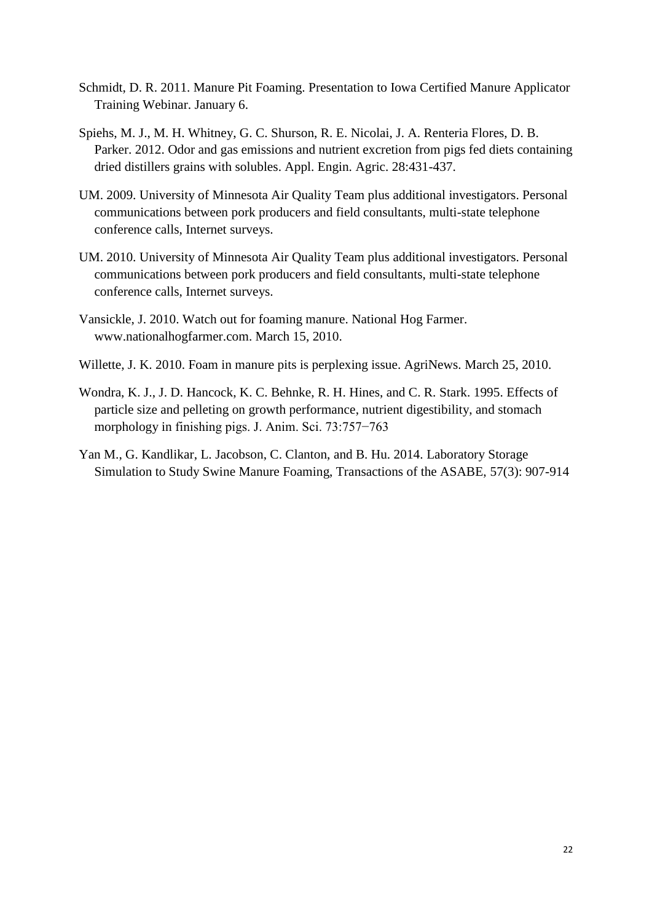Schmidt, D. R. 2011. Manure Pit Foaming. Presentation to Iowa Certified Manure Applicator Training Webinar. January 6.

Spiehs, M. J., M. H. Whitney, G. C. Shurson, R. E. Nicolai, J. A. Renteria Flores, D. B. Parker. 2012. Odor and gas emissions and nutrient excretion from pigs fed diets containing dried distillers grains with solubles. Appl. Engin. Agric. 28:431-437.

UM. 2009. University of Minnesota Air Quality Team plus additional investigators. Personal communications between pork producers and field consultants, multi-state telephone conference calls, Internet surveys.

UM. 2010. University of Minnesota Air Quality Team plus additional investigators. Personal communications between pork producers and field consultants, multi-state telephone conference calls, Internet surveys.

Vansickle, J. 2010. Watch out for foaming manure. National Hog Farmer. www.nationalhogfarmer.com. March 15, 2010.

Willette, J. K. 2010. Foam in manure pits is perplexing issue. AgriNews. March 25, 2010.

Wondra, K. J., J. D. Hancock, K. C. Behnke, R. H. Hines, and C. R. Stark. 1995. Effects of particle size and pelleting on growth performance, nutrient digestibility, and stomach morphology in finishing pigs. J. Anim. Sci. 73:757−763

Yan M., G. Kandlikar, L. Jacobson, C. Clanton, and B. Hu. 2014. Laboratory Storage Simulation to Study Swine Manure Foaming, Transactions of the ASABE, 57(3): 907-914